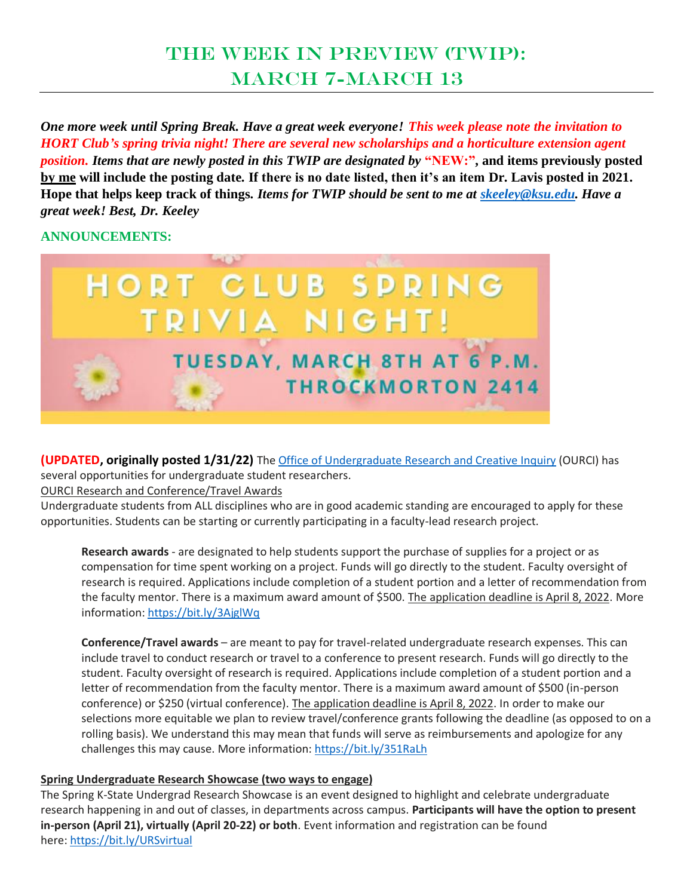# The Week in Preview (TWIP): March 7-March 13

***One more week until Spring Break. Have a great week everyone! This week please note the invitation to HORT Club's spring trivia night! There are several new scholarships and a horticulture extension agent position. Items that are newly posted in this TWIP are designated by "NEW:", and items previously posted by me will include the posting date. If there is no date listed, then it's an item Dr. Lavis posted in 2021. Hope that helps keep track of things. Items for TWIP should be sent to me at [skeeley@ksu.edu](mailto:skeeley@ksu.edu). Have a great week! Best, Dr. Keeley***

## ANNOUNCEMENTS:

HORT CLUB SPRING TRIVIA NIGHT!

TUESDAY, MARCH 8TH AT 6 P.M.
THROCKMORTON 2414

**(UPDATED, originally posted 1/31/22)** The Office of Undergraduate Research and Creative Inquiry (OURCI) has several opportunities for undergraduate student researchers.

OURCI Research and Conference/Travel Awards

Undergraduate students from ALL disciplines who are in good academic standing are encouraged to apply for these opportunities. Students can be starting or currently participating in a faculty-lead research project.

> **Research awards** - are designated to help students support the purchase of supplies for a project or as compensation for time spent working on a project. Funds will go directly to the student. Faculty oversight of research is required. Applications include completion of a student portion and a letter of recommendation from the faculty mentor. There is a maximum award amount of $500. The application deadline is April 8, 2022. More information: https://bit.ly/3AjglWq
>
> **Conference/Travel awards** – are meant to pay for travel-related undergraduate research expenses. This can include travel to conduct research or travel to a conference to present research. Funds will go directly to the student. Faculty oversight of research is required. Applications include completion of a student portion and a letter of recommendation from the faculty mentor. There is a maximum award amount of $500 (in-person conference) or $250 (virtual conference). The application deadline is April 8, 2022. In order to make our selections more equitable we plan to review travel/conference grants following the deadline (as opposed to on a rolling basis). We understand this may mean that funds will serve as reimbursements and apologize for any challenges this may cause. More information: https://bit.ly/351RaLh

**Spring Undergraduate Research Showcase (two ways to engage)**

The Spring K-State Undergrad Research Showcase is an event designed to highlight and celebrate undergraduate research happening in and out of classes, in departments across campus. **Participants will have the option to present in-person (April 21), virtually (April 20-22) or both**. Event information and registration can be found here: https://bit.ly/URSvirtual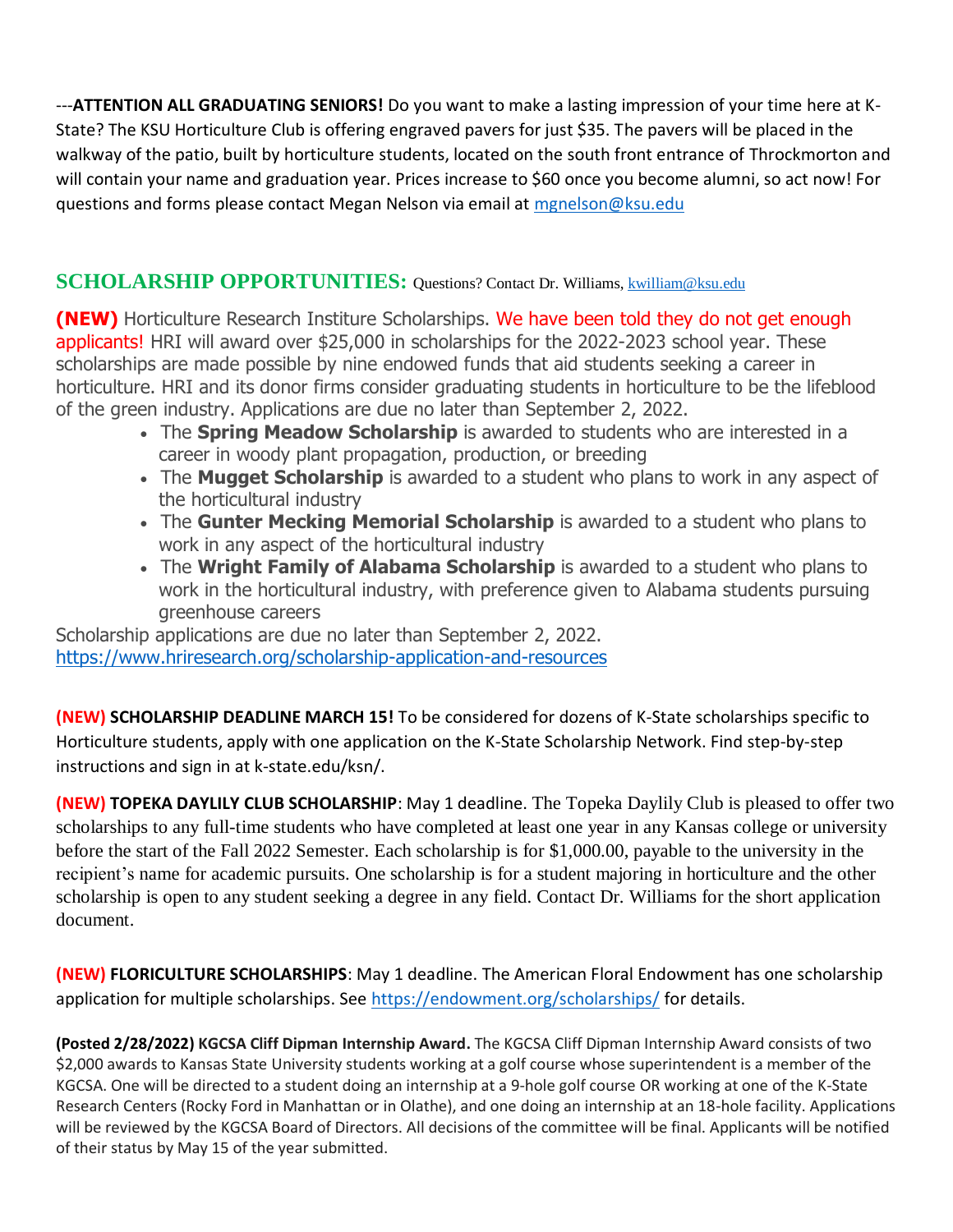---**ATTENTION ALL GRADUATING SENIORS!** Do you want to make a lasting impression of your time here at K-State? The KSU Horticulture Club is offering engraved pavers for just $35. The pavers will be placed in the walkway of the patio, built by horticulture students, located on the south front entrance of Throckmorton and will contain your name and graduation year. Prices increase to $60 once you become alumni, so act now! For questions and forms please contact Megan Nelson via email at mgnelson@ksu.edu

## SCHOLARSHIP OPPORTUNITIES: Questions? Contact Dr. Williams, kwilliam@ksu.edu

**(NEW)** Horticulture Research Institute Scholarships. We have been told they do not get enough applicants! HRI will award over $25,000 in scholarships for the 2022-2023 school year. These scholarships are made possible by nine endowed funds that aid students seeking a career in horticulture. HRI and its donor firms consider graduating students in horticulture to be the lifeblood of the green industry. Applications are due no later than September 2, 2022.

- The **Spring Meadow Scholarship** is awarded to students who are interested in a career in woody plant propagation, production, or breeding
- The **Mugget Scholarship** is awarded to a student who plans to work in any aspect of the horticultural industry
- The **Gunter Mecking Memorial Scholarship** is awarded to a student who plans to work in any aspect of the horticultural industry
- The **Wright Family of Alabama Scholarship** is awarded to a student who plans to work in the horticultural industry, with preference given to Alabama students pursuing greenhouse careers

Scholarship applications are due no later than September 2, 2022.
https://www.hriresearch.org/scholarship-application-and-resources

**(NEW) SCHOLARSHIP DEADLINE MARCH 15!** To be considered for dozens of K-State scholarships specific to Horticulture students, apply with one application on the K-State Scholarship Network. Find step-by-step instructions and sign in at k-state.edu/ksn/.

**(NEW) TOPEKA DAYLILY CLUB SCHOLARSHIP**: May 1 deadline. The Topeka Daylily Club is pleased to offer two scholarships to any full-time students who have completed at least one year in any Kansas college or university before the start of the Fall 2022 Semester. Each scholarship is for $1,000.00, payable to the university in the recipient's name for academic pursuits. One scholarship is for a student majoring in horticulture and the other scholarship is open to any student seeking a degree in any field. Contact Dr. Williams for the short application document.

**(NEW) FLORICULTURE SCHOLARSHIPS**: May 1 deadline. The American Floral Endowment has one scholarship application for multiple scholarships. See https://endowment.org/scholarships/ for details.

**(Posted 2/28/2022) KGCSA Cliff Dipman Internship Award.** The KGCSA Cliff Dipman Internship Award consists of two $2,000 awards to Kansas State University students working at a golf course whose superintendent is a member of the KGCSA. One will be directed to a student doing an internship at a 9-hole golf course OR working at one of the K-State Research Centers (Rocky Ford in Manhattan or in Olathe), and one doing an internship at an 18-hole facility. Applications will be reviewed by the KGCSA Board of Directors. All decisions of the committee will be final. Applicants will be notified of their status by May 15 of the year submitted.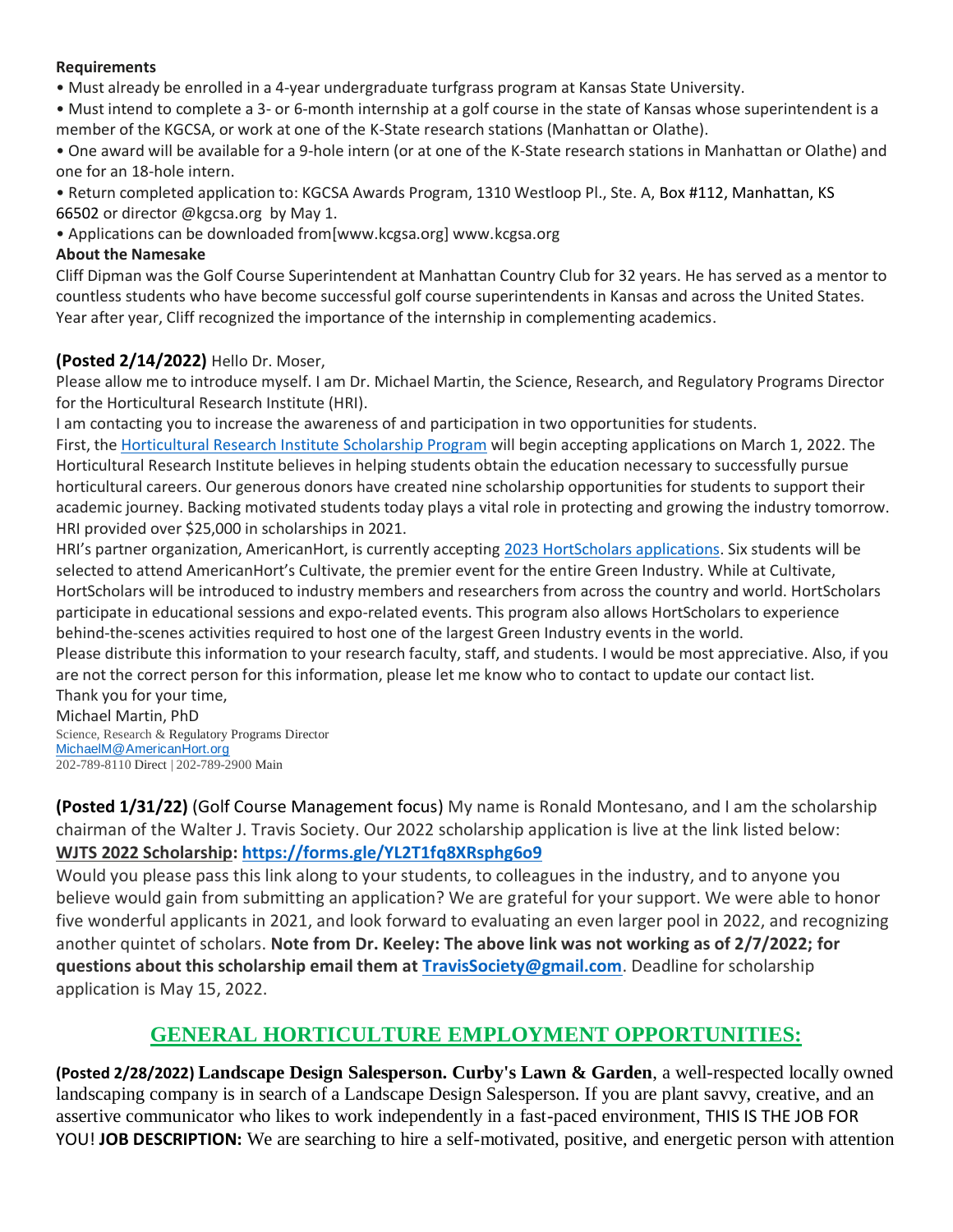**Requirements**

- Must already be enrolled in a 4-year undergraduate turfgrass program at Kansas State University.
- Must intend to complete a 3- or 6-month internship at a golf course in the state of Kansas whose superintendent is a member of the KGCSA, or work at one of the K-State research stations (Manhattan or Olathe).
- One award will be available for a 9-hole intern (or at one of the K-State research stations in Manhattan or Olathe) and one for an 18-hole intern.
- Return completed application to: KGCSA Awards Program, 1310 Westloop Pl., Ste. A, Box #112, Manhattan, KS 66502 or director @kgcsa.org by May 1.
- Applications can be downloaded from[www.kcgsa.org] www.kcgsa.org

**About the Namesake**

Cliff Dipman was the Golf Course Superintendent at Manhattan Country Club for 32 years. He has served as a mentor to countless students who have become successful golf course superintendents in Kansas and across the United States. Year after year, Cliff recognized the importance of the internship in complementing academics.

**(Posted 2/14/2022)** Hello Dr. Moser,

Please allow me to introduce myself. I am Dr. Michael Martin, the Science, Research, and Regulatory Programs Director for the Horticultural Research Institute (HRI).

I am contacting you to increase the awareness of and participation in two opportunities for students.

First, the Horticultural Research Institute Scholarship Program will begin accepting applications on March 1, 2022. The Horticultural Research Institute believes in helping students obtain the education necessary to successfully pursue horticultural careers. Our generous donors have created nine scholarship opportunities for students to support their academic journey. Backing motivated students today plays a vital role in protecting and growing the industry tomorrow. HRI provided over $25,000 in scholarships in 2021.

HRI's partner organization, AmericanHort, is currently accepting 2023 HortScholars applications. Six students will be selected to attend AmericanHort's Cultivate, the premier event for the entire Green Industry. While at Cultivate, HortScholars will be introduced to industry members and researchers from across the country and world. HortScholars participate in educational sessions and expo-related events. This program also allows HortScholars to experience behind-the-scenes activities required to host one of the largest Green Industry events in the world.

Please distribute this information to your research faculty, staff, and students. I would be most appreciative. Also, if you are not the correct person for this information, please let me know who to contact to update our contact list.

Thank you for your time,

Michael Martin, PhD
Science, Research & Regulatory Programs Director
MichaelM@AmericanHort.org
202-789-8110 Direct | 202-789-2900 Main

**(Posted 1/31/22)** (Golf Course Management focus) My name is Ronald Montesano, and I am the scholarship chairman of the Walter J. Travis Society. Our 2022 scholarship application is live at the link listed below: **WJTS 2022 Scholarship: https://forms.gle/YL2T1fq8XRsphg6o9**

Would you please pass this link along to your students, to colleagues in the industry, and to anyone you believe would gain from submitting an application? We are grateful for your support. We were able to honor five wonderful applicants in 2021, and look forward to evaluating an even larger pool in 2022, and recognizing another quintet of scholars. **Note from Dr. Keeley: The above link was not working as of 2/7/2022; for questions about this scholarship email them at TravisSociety@gmail.com**. Deadline for scholarship application is May 15, 2022.

## GENERAL HORTICULTURE EMPLOYMENT OPPORTUNITIES:

**(Posted 2/28/2022) Landscape Design Salesperson. Curby's Lawn & Garden**, a well-respected locally owned landscaping company is in search of a Landscape Design Salesperson. If you are plant savvy, creative, and an assertive communicator who likes to work independently in a fast-paced environment, THIS IS THE JOB FOR YOU! **JOB DESCRIPTION:** We are searching to hire a self-motivated, positive, and energetic person with attention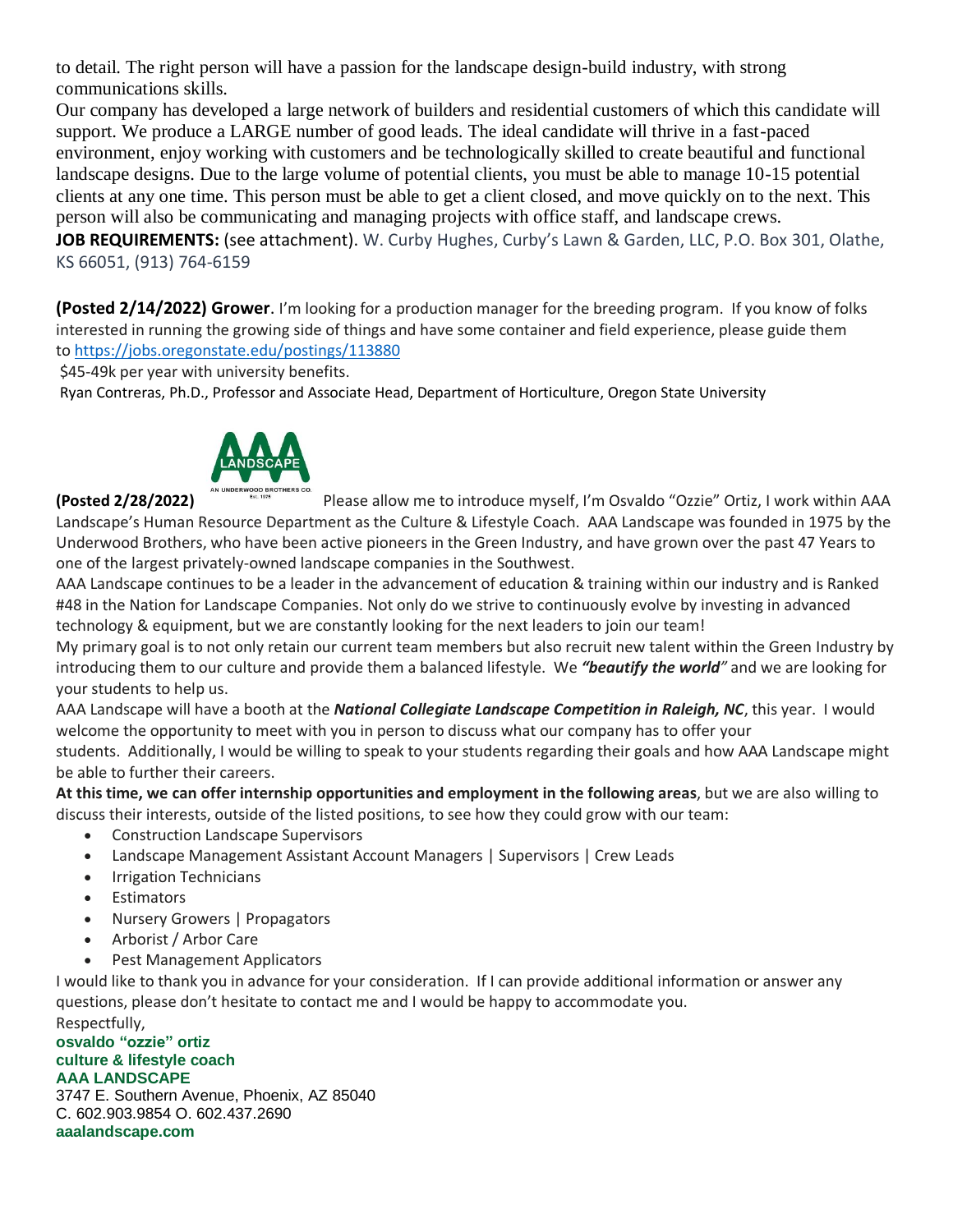to detail. The right person will have a passion for the landscape design-build industry, with strong communications skills.

Our company has developed a large network of builders and residential customers of which this candidate will support. We produce a LARGE number of good leads. The ideal candidate will thrive in a fast-paced environment, enjoy working with customers and be technologically skilled to create beautiful and functional landscape designs. Due to the large volume of potential clients, you must be able to manage 10-15 potential clients at any one time. This person must be able to get a client closed, and move quickly on to the next. This person will also be communicating and managing projects with office staff, and landscape crews.

**JOB REQUIREMENTS:** (see attachment). W. Curby Hughes, Curby's Lawn & Garden, LLC, P.O. Box 301, Olathe, KS 66051, (913) 764-6159

**(Posted 2/14/2022) Grower**. I'm looking for a production manager for the breeding program. If you know of folks interested in running the growing side of things and have some container and field experience, please guide them to https://jobs.oregonstate.edu/postings/113880

$45-49k per year with university benefits.

Ryan Contreras, Ph.D., Professor and Associate Head, Department of Horticulture, Oregon State University

**(Posted 2/28/2022)** Please allow me to introduce myself, I'm Osvaldo "Ozzie" Ortiz, I work within AAA Landscape's Human Resource Department as the Culture & Lifestyle Coach. AAA Landscape was founded in 1975 by the Underwood Brothers, who have been active pioneers in the Green Industry, and have grown over the past 47 Years to one of the largest privately-owned landscape companies in the Southwest.

AAA Landscape continues to be a leader in the advancement of education & training within our industry and is Ranked #48 in the Nation for Landscape Companies. Not only do we strive to continuously evolve by investing in advanced technology & equipment, but we are constantly looking for the next leaders to join our team!

My primary goal is to not only retain our current team members but also recruit new talent within the Green Industry by introducing them to our culture and provide them a balanced lifestyle. We ***"beautify the world"*** and we are looking for your students to help us.

AAA Landscape will have a booth at the ***National Collegiate Landscape Competition in Raleigh, NC***, this year. I would welcome the opportunity to meet with you in person to discuss what our company has to offer your students. Additionally, I would be willing to speak to your students regarding their goals and how AAA Landscape might be able to further their careers.

**At this time, we can offer internship opportunities and employment in the following areas**, but we are also willing to discuss their interests, outside of the listed positions, to see how they could grow with our team:

- Construction Landscape Supervisors
- Landscape Management Assistant Account Managers | Supervisors | Crew Leads
- Irrigation Technicians
- Estimators
- Nursery Growers | Propagators
- Arborist / Arbor Care
- Pest Management Applicators

I would like to thank you in advance for your consideration. If I can provide additional information or answer any questions, please don't hesitate to contact me and I would be happy to accommodate you.

Respectfully,

**osvaldo "ozzie" ortiz**
**culture & lifestyle coach**
**AAA LANDSCAPE**
3747 E. Southern Avenue, Phoenix, AZ 85040
C. 602.903.9854 O. 602.437.2690
**aaalandscape.com**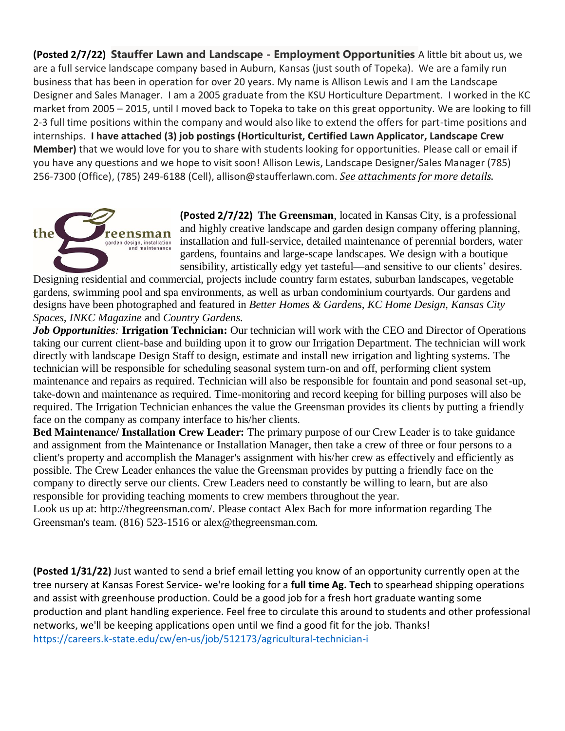**(Posted 2/7/22) Stauffer Lawn and Landscape - Employment Opportunities** A little bit about us, we are a full service landscape company based in Auburn, Kansas (just south of Topeka). We are a family run business that has been in operation for over 20 years. My name is Allison Lewis and I am the Landscape Designer and Sales Manager. I am a 2005 graduate from the KSU Horticulture Department. I worked in the KC market from 2005 – 2015, until I moved back to Topeka to take on this great opportunity. We are looking to fill 2-3 full time positions within the company and would also like to extend the offers for part-time positions and internships. **I have attached (3) job postings (Horticulturist, Certified Lawn Applicator, Landscape Crew Member)** that we would love for you to share with students looking for opportunities. Please call or email if you have any questions and we hope to visit soon! Allison Lewis, Landscape Designer/Sales Manager (785) 256-7300 (Office), (785) 249-6188 (Cell), allison@staufferlawn.com. *See attachments for more details.*

the Greensman garden design, installation and maintenance

**(Posted 2/7/22) The Greensman**, located in Kansas City, is a professional and highly creative landscape and garden design company offering planning, installation and full-service, detailed maintenance of perennial borders, water gardens, fountains and large-scape landscapes. We design with a boutique sensibility, artistically edgy yet tasteful—and sensitive to our clients' desires. Designing residential and commercial, projects include country farm estates, suburban landscapes, vegetable gardens, swimming pool and spa environments, as well as urban condominium courtyards. Our gardens and designs have been photographed and featured in *Better Homes & Gardens, KC Home Design, Kansas City Spaces, INKC Magazine* and *Country Gardens.*

***Job Opportunities*:** **Irrigation Technician:** Our technician will work with the CEO and Director of Operations taking our current client-base and building upon it to grow our Irrigation Department. The technician will work directly with landscape Design Staff to design, estimate and install new irrigation and lighting systems. The technician will be responsible for scheduling seasonal system turn-on and off, performing client system maintenance and repairs as required. Technician will also be responsible for fountain and pond seasonal set-up, take-down and maintenance as required. Time-monitoring and record keeping for billing purposes will also be required. The Irrigation Technician enhances the value the Greensman provides its clients by putting a friendly face on the company as company interface to his/her clients.

**Bed Maintenance/ Installation Crew Leader:** The primary purpose of our Crew Leader is to take guidance and assignment from the Maintenance or Installation Manager, then take a crew of three or four persons to a client's property and accomplish the Manager's assignment with his/her crew as effectively and efficiently as possible. The Crew Leader enhances the value the Greensman provides by putting a friendly face on the company to directly serve our clients. Crew Leaders need to constantly be willing to learn, but are also responsible for providing teaching moments to crew members throughout the year.

Look us up at: http://thegreensman.com/. Please contact Alex Bach for more information regarding The Greensman's team. (816) 523-1516 or alex@thegreensman.com.

**(Posted 1/31/22)** Just wanted to send a brief email letting you know of an opportunity currently open at the tree nursery at Kansas Forest Service- we're looking for a **full time Ag. Tech** to spearhead shipping operations and assist with greenhouse production. Could be a good job for a fresh hort graduate wanting some production and plant handling experience. Feel free to circulate this around to students and other professional networks, we'll be keeping applications open until we find a good fit for the job. Thanks!
https://careers.k-state.edu/cw/en-us/job/512173/agricultural-technician-i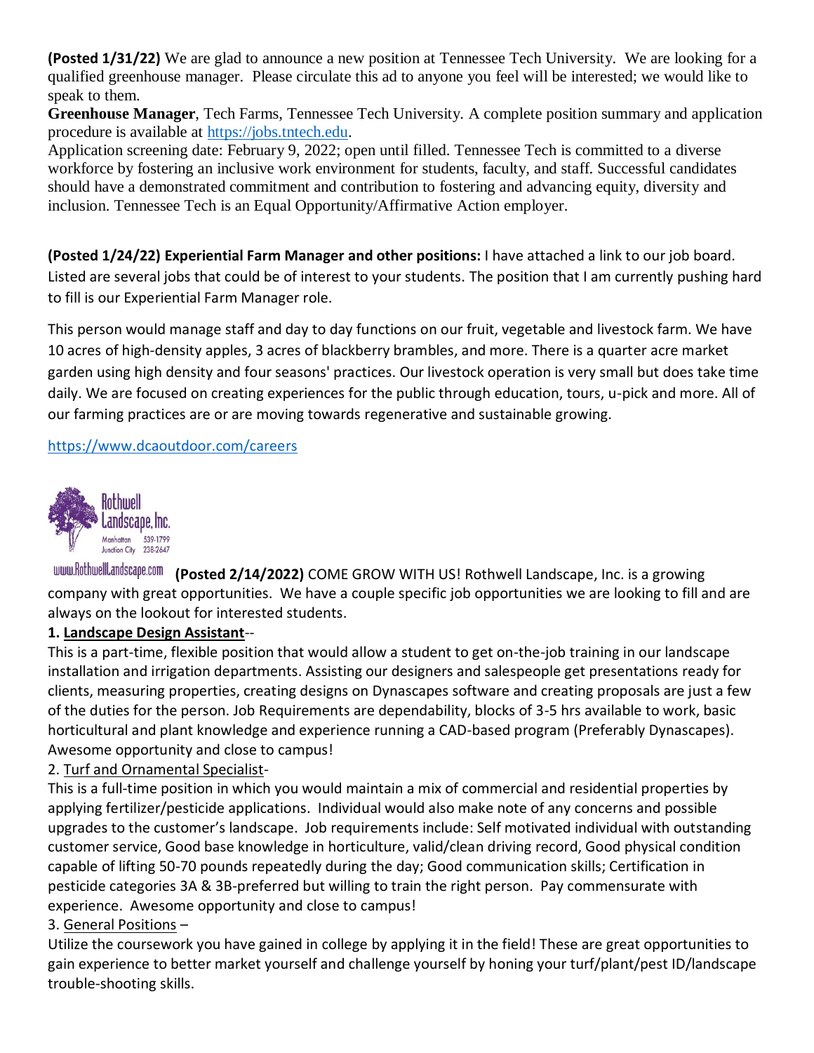**(Posted 1/31/22)** We are glad to announce a new position at Tennessee Tech University. We are looking for a qualified greenhouse manager. Please circulate this ad to anyone you feel will be interested; we would like to speak to them.

**Greenhouse Manager**, Tech Farms, Tennessee Tech University. A complete position summary and application procedure is available at https://jobs.tntech.edu.

Application screening date: February 9, 2022; open until filled. Tennessee Tech is committed to a diverse workforce by fostering an inclusive work environment for students, faculty, and staff. Successful candidates should have a demonstrated commitment and contribution to fostering and advancing equity, diversity and inclusion. Tennessee Tech is an Equal Opportunity/Affirmative Action employer.

**(Posted 1/24/22) Experiential Farm Manager and other positions:** I have attached a link to our job board. Listed are several jobs that could be of interest to your students. The position that I am currently pushing hard to fill is our Experiential Farm Manager role.

This person would manage staff and day to day functions on our fruit, vegetable and livestock farm. We have 10 acres of high-density apples, 3 acres of blackberry brambles, and more. There is a quarter acre market garden using high density and four seasons' practices. Our livestock operation is very small but does take time daily. We are focused on creating experiences for the public through education, tours, u-pick and more. All of our farming practices are or are moving towards regenerative and sustainable growing.

https://www.dcaoutdoor.com/careers

Rothwell Landscape, Inc.
Manhattan 539-1799
Junction City 238-2647
www.RothwellLandscape.com

**(Posted 2/14/2022)** COME GROW WITH US! Rothwell Landscape, Inc. is a growing company with great opportunities. We have a couple specific job opportunities we are looking to fill and are always on the lookout for interested students.

**1. Landscape Design Assistant**--

This is a part-time, flexible position that would allow a student to get on-the-job training in our landscape installation and irrigation departments. Assisting our designers and salespeople get presentations ready for clients, measuring properties, creating designs on Dynascapes software and creating proposals are just a few of the duties for the person. Job Requirements are dependability, blocks of 3-5 hrs available to work, basic horticultural and plant knowledge and experience running a CAD-based program (Preferably Dynascapes). Awesome opportunity and close to campus!

2. Turf and Ornamental Specialist-

This is a full-time position in which you would maintain a mix of commercial and residential properties by applying fertilizer/pesticide applications. Individual would also make note of any concerns and possible upgrades to the customer's landscape. Job requirements include: Self motivated individual with outstanding customer service, Good base knowledge in horticulture, valid/clean driving record, Good physical condition capable of lifting 50-70 pounds repeatedly during the day; Good communication skills; Certification in pesticide categories 3A & 3B-preferred but willing to train the right person. Pay commensurate with experience. Awesome opportunity and close to campus!

3. General Positions –

Utilize the coursework you have gained in college by applying it in the field! These are great opportunities to gain experience to better market yourself and challenge yourself by honing your turf/plant/pest ID/landscape trouble-shooting skills.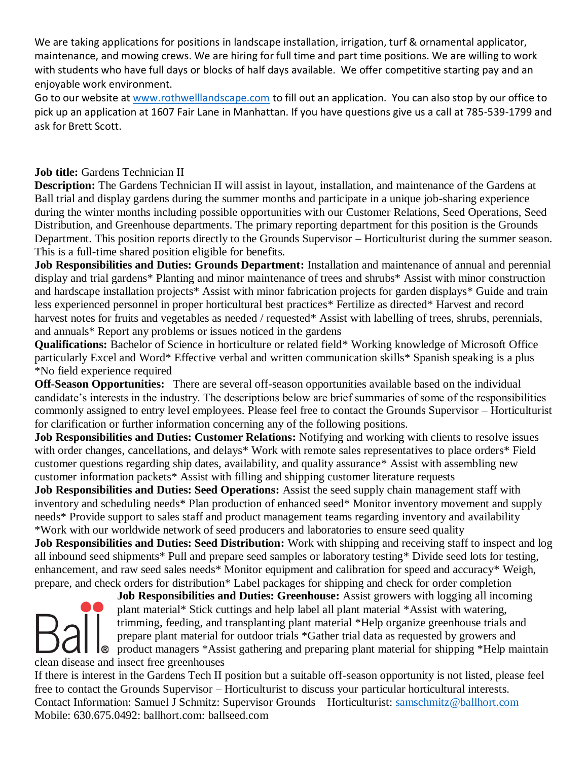We are taking applications for positions in landscape installation, irrigation, turf & ornamental applicator, maintenance, and mowing crews. We are hiring for full time and part time positions. We are willing to work with students who have full days or blocks of half days available. We offer competitive starting pay and an enjoyable work environment.

Go to our website at [www.rothwelllandscape.com](www.rothwelllandscape.com) to fill out an application. You can also stop by our office to pick up an application at 1607 Fair Lane in Manhattan. If you have questions give us a call at 785-539-1799 and ask for Brett Scott.

**Job title:** Gardens Technician II

**Description:** The Gardens Technician II will assist in layout, installation, and maintenance of the Gardens at Ball trial and display gardens during the summer months and participate in a unique job-sharing experience during the winter months including possible opportunities with our Customer Relations, Seed Operations, Seed Distribution, and Greenhouse departments. The primary reporting department for this position is the Grounds Department. This position reports directly to the Grounds Supervisor – Horticulturist during the summer season. This is a full-time shared position eligible for benefits.

**Job Responsibilities and Duties: Grounds Department:** Installation and maintenance of annual and perennial display and trial gardens* Planting and minor maintenance of trees and shrubs* Assist with minor construction and hardscape installation projects* Assist with minor fabrication projects for garden displays* Guide and train less experienced personnel in proper horticultural best practices* Fertilize as directed* Harvest and record harvest notes for fruits and vegetables as needed / requested* Assist with labelling of trees, shrubs, perennials, and annuals* Report any problems or issues noticed in the gardens

**Qualifications:** Bachelor of Science in horticulture or related field* Working knowledge of Microsoft Office particularly Excel and Word* Effective verbal and written communication skills* Spanish speaking is a plus *No field experience required

**Off-Season Opportunities:** There are several off-season opportunities available based on the individual candidate's interests in the industry. The descriptions below are brief summaries of some of the responsibilities commonly assigned to entry level employees. Please feel free to contact the Grounds Supervisor – Horticulturist for clarification or further information concerning any of the following positions.

**Job Responsibilities and Duties: Customer Relations:** Notifying and working with clients to resolve issues with order changes, cancellations, and delays* Work with remote sales representatives to place orders* Field customer questions regarding ship dates, availability, and quality assurance* Assist with assembling new customer information packets* Assist with filling and shipping customer literature requests

**Job Responsibilities and Duties: Seed Operations:** Assist the seed supply chain management staff with inventory and scheduling needs* Plan production of enhanced seed* Monitor inventory movement and supply needs* Provide support to sales staff and product management teams regarding inventory and availability *Work with our worldwide network of seed producers and laboratories to ensure seed quality

**Job Responsibilities and Duties: Seed Distribution:** Work with shipping and receiving staff to inspect and log all inbound seed shipments* Pull and prepare seed samples or laboratory testing* Divide seed lots for testing, enhancement, and raw seed sales needs* Monitor equipment and calibration for speed and accuracy* Weigh, prepare, and check orders for distribution* Label packages for shipping and check for order completion

**Job Responsibilities and Duties: Greenhouse:** Assist growers with logging all incoming plant material* Stick cuttings and help label all plant material *Assist with watering, trimming, feeding, and transplanting plant material *Help organize greenhouse trials and prepare plant material for outdoor trials *Gather trial data as requested by growers and product managers *Assist gathering and preparing plant material for shipping *Help maintain clean disease and insect free greenhouses

If there is interest in the Gardens Tech II position but a suitable off-season opportunity is not listed, please feel free to contact the Grounds Supervisor – Horticulturist to discuss your particular horticultural interests.

Contact Information: Samuel J Schmitz: Supervisor Grounds – Horticulturist: [samschmitz@ballhort.com](mailto:samschmitz@ballhort.com)

Mobile: 630.675.0492: ballhort.com: ballseed.com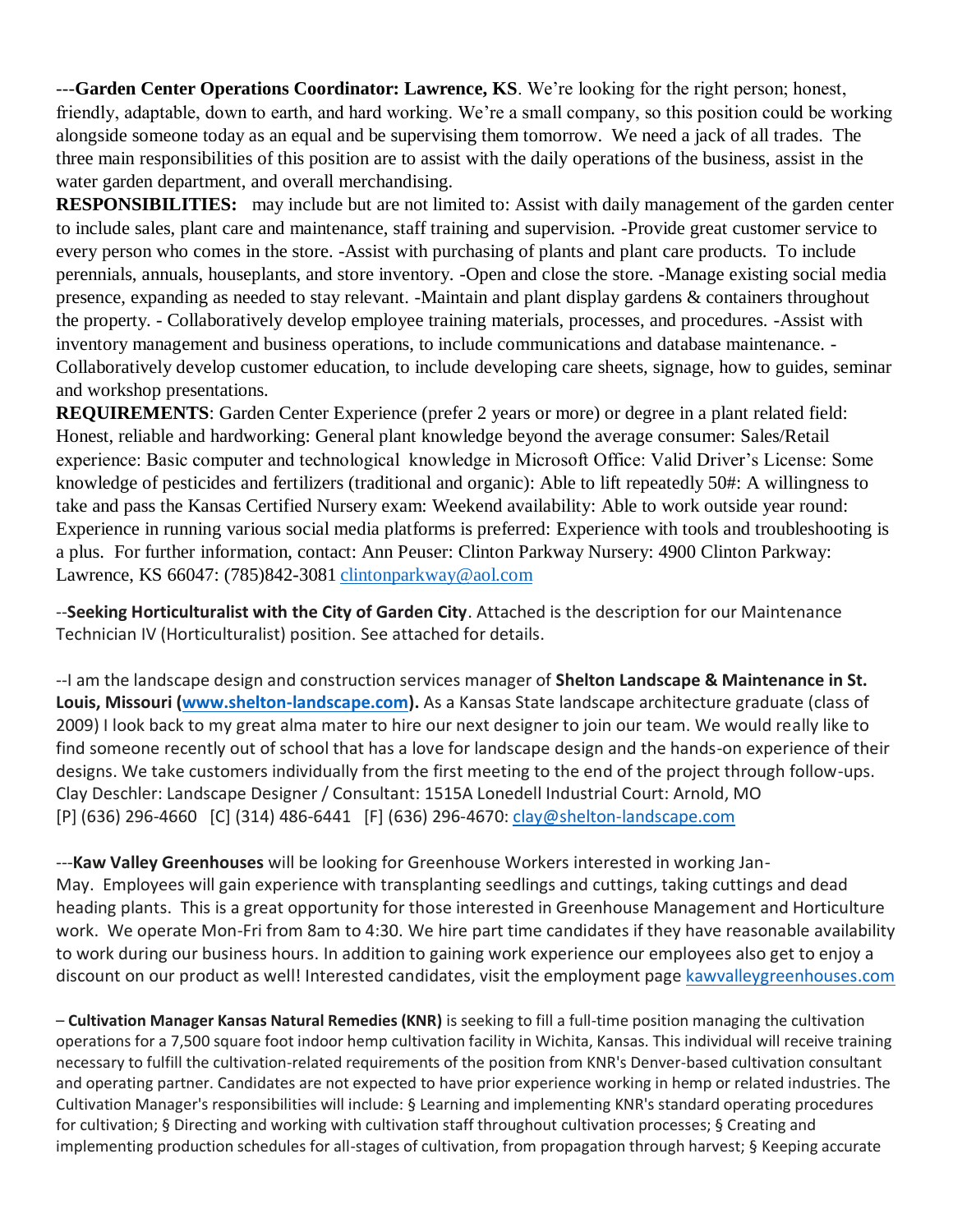---**Garden Center Operations Coordinator: Lawrence, KS**. We're looking for the right person; honest, friendly, adaptable, down to earth, and hard working. We're a small company, so this position could be working alongside someone today as an equal and be supervising them tomorrow. We need a jack of all trades. The three main responsibilities of this position are to assist with the daily operations of the business, assist in the water garden department, and overall merchandising.

**RESPONSIBILITIES:** may include but are not limited to: Assist with daily management of the garden center to include sales, plant care and maintenance, staff training and supervision. -Provide great customer service to every person who comes in the store. -Assist with purchasing of plants and plant care products. To include perennials, annuals, houseplants, and store inventory. -Open and close the store. -Manage existing social media presence, expanding as needed to stay relevant. -Maintain and plant display gardens & containers throughout the property. - Collaboratively develop employee training materials, processes, and procedures. -Assist with inventory management and business operations, to include communications and database maintenance. -Collaboratively develop customer education, to include developing care sheets, signage, how to guides, seminar and workshop presentations.

**REQUIREMENTS**: Garden Center Experience (prefer 2 years or more) or degree in a plant related field: Honest, reliable and hardworking: General plant knowledge beyond the average consumer: Sales/Retail experience: Basic computer and technological knowledge in Microsoft Office: Valid Driver's License: Some knowledge of pesticides and fertilizers (traditional and organic): Able to lift repeatedly 50#: A willingness to take and pass the Kansas Certified Nursery exam: Weekend availability: Able to work outside year round: Experience in running various social media platforms is preferred: Experience with tools and troubleshooting is a plus. For further information, contact: Ann Peuser: Clinton Parkway Nursery: 4900 Clinton Parkway: Lawrence, KS 66047: (785)842-3081 clintonparkway@aol.com

--**Seeking Horticulturalist with the City of Garden City**. Attached is the description for our Maintenance Technician IV (Horticulturalist) position. See attached for details.

--I am the landscape design and construction services manager of **Shelton Landscape & Maintenance in St. Louis, Missouri (www.shelton-landscape.com).** As a Kansas State landscape architecture graduate (class of 2009) I look back to my great alma mater to hire our next designer to join our team. We would really like to find someone recently out of school that has a love for landscape design and the hands-on experience of their designs. We take customers individually from the first meeting to the end of the project through follow-ups. Clay Deschler: Landscape Designer / Consultant: 1515A Lonedell Industrial Court: Arnold, MO [P] (636) 296-4660 [C] (314) 486-6441 [F] (636) 296-4670: clay@shelton-landscape.com

---**Kaw Valley Greenhouses** will be looking for Greenhouse Workers interested in working Jan-May. Employees will gain experience with transplanting seedlings and cuttings, taking cuttings and dead heading plants. This is a great opportunity for those interested in Greenhouse Management and Horticulture work. We operate Mon-Fri from 8am to 4:30. We hire part time candidates if they have reasonable availability to work during our business hours. In addition to gaining work experience our employees also get to enjoy a discount on our product as well! Interested candidates, visit the employment page kawvalleygreenhouses.com

– **Cultivation Manager Kansas Natural Remedies (KNR)** is seeking to fill a full-time position managing the cultivation operations for a 7,500 square foot indoor hemp cultivation facility in Wichita, Kansas. This individual will receive training necessary to fulfill the cultivation-related requirements of the position from KNR's Denver-based cultivation consultant and operating partner. Candidates are not expected to have prior experience working in hemp or related industries. The Cultivation Manager's responsibilities will include: § Learning and implementing KNR's standard operating procedures for cultivation; § Directing and working with cultivation staff throughout cultivation processes; § Creating and implementing production schedules for all-stages of cultivation, from propagation through harvest; § Keeping accurate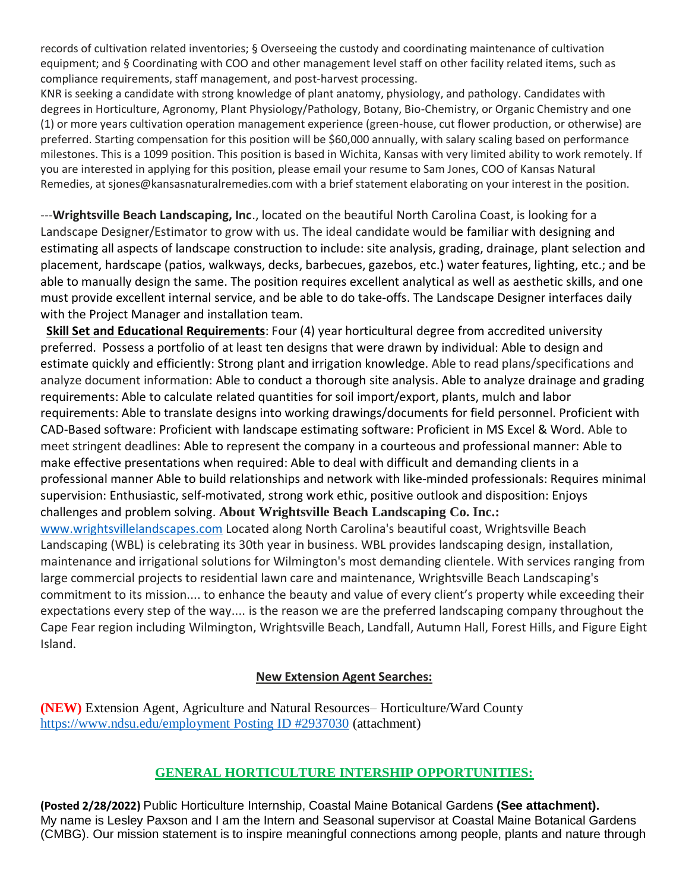records of cultivation related inventories; § Overseeing the custody and coordinating maintenance of cultivation equipment; and § Coordinating with COO and other management level staff on other facility related items, such as compliance requirements, staff management, and post-harvest processing.

KNR is seeking a candidate with strong knowledge of plant anatomy, physiology, and pathology. Candidates with degrees in Horticulture, Agronomy, Plant Physiology/Pathology, Botany, Bio-Chemistry, or Organic Chemistry and one (1) or more years cultivation operation management experience (green-house, cut flower production, or otherwise) are preferred. Starting compensation for this position will be $60,000 annually, with salary scaling based on performance milestones. This is a 1099 position. This position is based in Wichita, Kansas with very limited ability to work remotely. If you are interested in applying for this position, please email your resume to Sam Jones, COO of Kansas Natural Remedies, at sjones@kansasnaturalremedies.com with a brief statement elaborating on your interest in the position.

---**Wrightsville Beach Landscaping, Inc**., located on the beautiful North Carolina Coast, is looking for a Landscape Designer/Estimator to grow with us. The ideal candidate would be familiar with designing and estimating all aspects of landscape construction to include: site analysis, grading, drainage, plant selection and placement, hardscape (patios, walkways, decks, barbecues, gazebos, etc.) water features, lighting, etc.; and be able to manually design the same. The position requires excellent analytical as well as aesthetic skills, and one must provide excellent internal service, and be able to do take-offs. The Landscape Designer interfaces daily with the Project Manager and installation team.

**Skill Set and Educational Requirements**: Four (4) year horticultural degree from accredited university preferred. Possess a portfolio of at least ten designs that were drawn by individual: Able to design and estimate quickly and efficiently: Strong plant and irrigation knowledge. Able to read plans/specifications and analyze document information: Able to conduct a thorough site analysis. Able to analyze drainage and grading requirements: Able to calculate related quantities for soil import/export, plants, mulch and labor requirements: Able to translate designs into working drawings/documents for field personnel. Proficient with CAD-Based software: Proficient with landscape estimating software: Proficient in MS Excel & Word. Able to meet stringent deadlines: Able to represent the company in a courteous and professional manner: Able to make effective presentations when required: Able to deal with difficult and demanding clients in a professional manner Able to build relationships and network with like-minded professionals: Requires minimal supervision: Enthusiastic, self-motivated, strong work ethic, positive outlook and disposition: Enjoys challenges and problem solving. **About Wrightsville Beach Landscaping Co. Inc.:**
www.wrightsvillelandscapes.com Located along North Carolina's beautiful coast, Wrightsville Beach Landscaping (WBL) is celebrating its 30th year in business. WBL provides landscaping design, installation, maintenance and irrigational solutions for Wilmington's most demanding clientele. With services ranging from large commercial projects to residential lawn care and maintenance, Wrightsville Beach Landscaping's commitment to its mission.... to enhance the beauty and value of every client's property while exceeding their expectations every step of the way.... is the reason we are the preferred landscaping company throughout the Cape Fear region including Wilmington, Wrightsville Beach, Landfall, Autumn Hall, Forest Hills, and Figure Eight Island.

## New Extension Agent Searches:

**(NEW)** Extension Agent, Agriculture and Natural Resources– Horticulture/Ward County
https://www.ndsu.edu/employment Posting ID #2937030 (attachment)

## GENERAL HORTICULTURE INTERSHIP OPPORTUNITIES:

**(Posted 2/28/2022)** Public Horticulture Internship, Coastal Maine Botanical Gardens **(See attachment).**
My name is Lesley Paxson and I am the Intern and Seasonal supervisor at Coastal Maine Botanical Gardens (CMBG). Our mission statement is to inspire meaningful connections among people, plants and nature through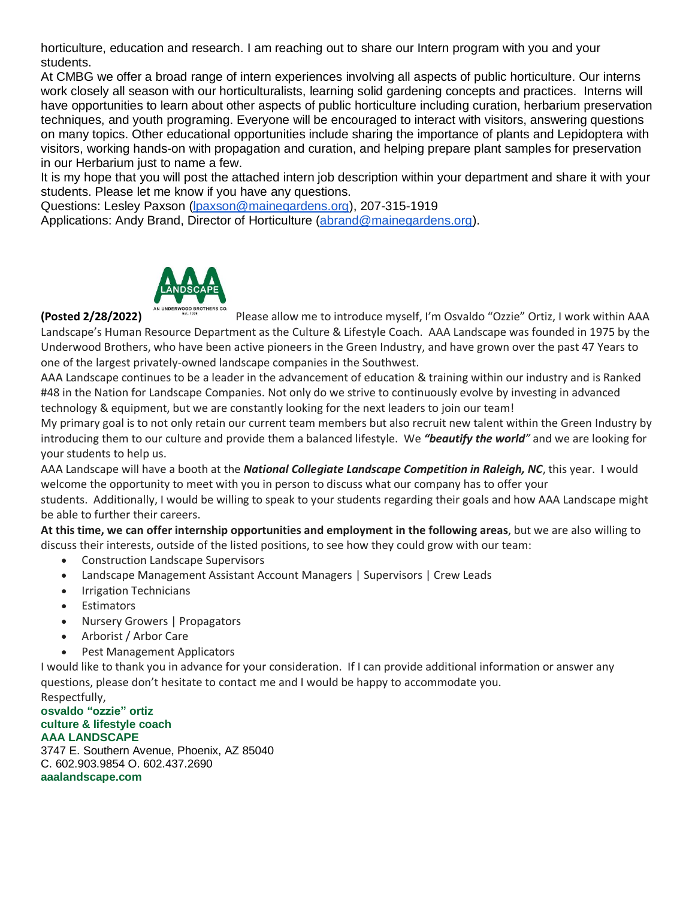horticulture, education and research. I am reaching out to share our Intern program with you and your students.

At CMBG we offer a broad range of intern experiences involving all aspects of public horticulture. Our interns work closely all season with our horticulturalists, learning solid gardening concepts and practices. Interns will have opportunities to learn about other aspects of public horticulture including curation, herbarium preservation techniques, and youth programing. Everyone will be encouraged to interact with visitors, answering questions on many topics. Other educational opportunities include sharing the importance of plants and Lepidoptera with visitors, working hands-on with propagation and curation, and helping prepare plant samples for preservation in our Herbarium just to name a few.

It is my hope that you will post the attached intern job description within your department and share it with your students. Please let me know if you have any questions.

Questions: Lesley Paxson (lpaxson@mainegardens.org), 207-315-1919

Applications: Andy Brand, Director of Horticulture (abrand@mainegardens.org).

**(Posted 2/28/2022)** Please allow me to introduce myself, I'm Osvaldo "Ozzie" Ortiz, I work within AAA Landscape's Human Resource Department as the Culture & Lifestyle Coach. AAA Landscape was founded in 1975 by the Underwood Brothers, who have been active pioneers in the Green Industry, and have grown over the past 47 Years to one of the largest privately-owned landscape companies in the Southwest.

AAA Landscape continues to be a leader in the advancement of education & training within our industry and is Ranked #48 in the Nation for Landscape Companies. Not only do we strive to continuously evolve by investing in advanced technology & equipment, but we are constantly looking for the next leaders to join our team!

My primary goal is to not only retain our current team members but also recruit new talent within the Green Industry by introducing them to our culture and provide them a balanced lifestyle. We ***"beautify the world"*** and we are looking for your students to help us.

AAA Landscape will have a booth at the ***National Collegiate Landscape Competition in Raleigh, NC***, this year. I would welcome the opportunity to meet with you in person to discuss what our company has to offer your students. Additionally, I would be willing to speak to your students regarding their goals and how AAA Landscape might be able to further their careers.

**At this time, we can offer internship opportunities and employment in the following areas**, but we are also willing to discuss their interests, outside of the listed positions, to see how they could grow with our team:

- Construction Landscape Supervisors
- Landscape Management Assistant Account Managers | Supervisors | Crew Leads
- Irrigation Technicians
- Estimators
- Nursery Growers | Propagators
- Arborist / Arbor Care
- Pest Management Applicators

I would like to thank you in advance for your consideration. If I can provide additional information or answer any questions, please don't hesitate to contact me and I would be happy to accommodate you.

Respectfully,

**osvaldo "ozzie" ortiz**
**culture & lifestyle coach**
**AAA LANDSCAPE**
3747 E. Southern Avenue, Phoenix, AZ 85040
C. 602.903.9854 O. 602.437.2690
**aaalandscape.com**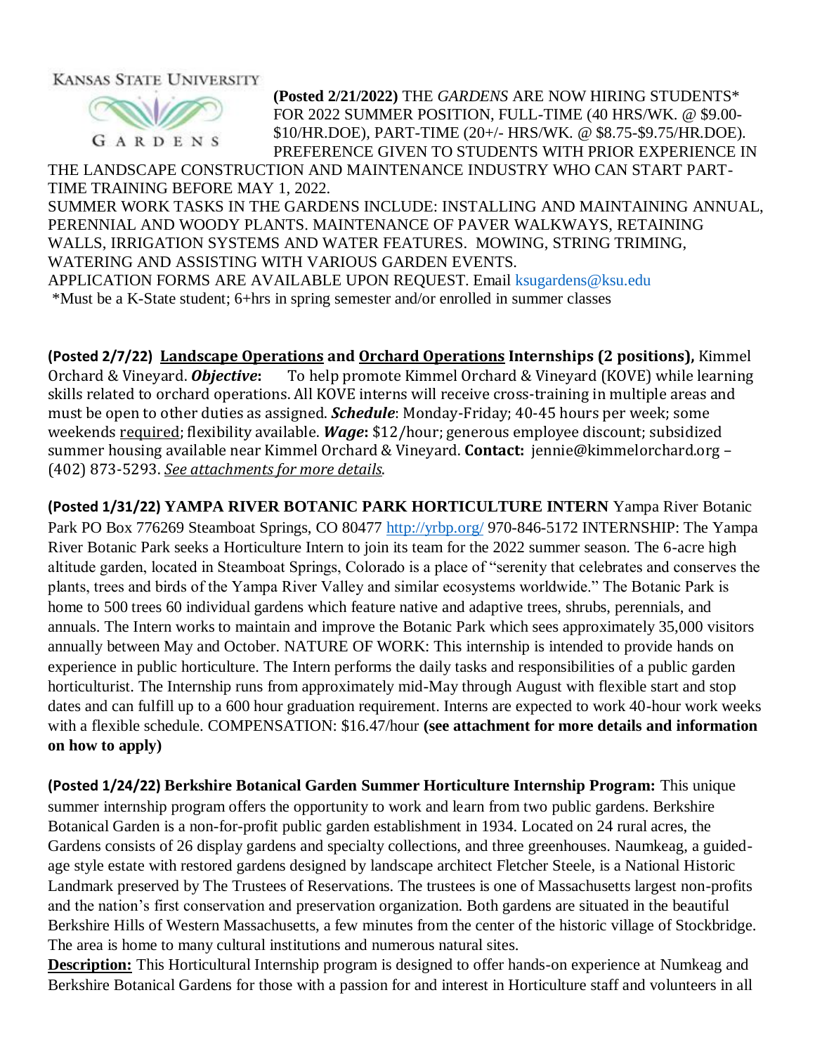KANSAS STATE UNIVERSITY

GARDENS

**(Posted 2/21/2022)** THE *GARDENS* ARE NOW HIRING STUDENTS* FOR 2022 SUMMER POSITION, FULL-TIME (40 HRS/WK. @ $9.00-$10/HR.DOE), PART-TIME (20+/- HRS/WK. @ $8.75-$9.75/HR.DOE). PREFERENCE GIVEN TO STUDENTS WITH PRIOR EXPERIENCE IN THE LANDSCAPE CONSTRUCTION AND MAINTENANCE INDUSTRY WHO CAN START PART-TIME TRAINING BEFORE MAY 1, 2022.

SUMMER WORK TASKS IN THE GARDENS INCLUDE: INSTALLING AND MAINTAINING ANNUAL, PERENNIAL AND WOODY PLANTS. MAINTENANCE OF PAVER WALKWAYS, RETAINING WALLS, IRRIGATION SYSTEMS AND WATER FEATURES. MOWING, STRING TRIMING, WATERING AND ASSISTING WITH VARIOUS GARDEN EVENTS.

APPLICATION FORMS ARE AVAILABLE UPON REQUEST. Email ksugardens@ksu.edu

*Must be a K-State student; 6+hrs in spring semester and/or enrolled in summer classes

**(Posted 2/7/22) Landscape Operations and Orchard Operations Internships (2 positions),** Kimmel Orchard & Vineyard. ***Objective*:** To help promote Kimmel Orchard & Vineyard (KOVE) while learning skills related to orchard operations. All KOVE interns will receive cross-training in multiple areas and must be open to other duties as assigned. ***Schedule***: Monday-Friday; 40-45 hours per week; some weekends required; flexibility available. ***Wage*:** $12/hour; generous employee discount; subsidized summer housing available near Kimmel Orchard & Vineyard. **Contact:** jennie@kimmelorchard.org – (402) 873-5293. *See attachments for more details.*

**(Posted 1/31/22) YAMPA RIVER BOTANIC PARK HORTICULTURE INTERN** Yampa River Botanic Park PO Box 776269 Steamboat Springs, CO 80477 http://yrbp.org/ 970-846-5172 INTERNSHIP: The Yampa River Botanic Park seeks a Horticulture Intern to join its team for the 2022 summer season. The 6-acre high altitude garden, located in Steamboat Springs, Colorado is a place of "serenity that celebrates and conserves the plants, trees and birds of the Yampa River Valley and similar ecosystems worldwide." The Botanic Park is home to 500 trees 60 individual gardens which feature native and adaptive trees, shrubs, perennials, and annuals. The Intern works to maintain and improve the Botanic Park which sees approximately 35,000 visitors annually between May and October. NATURE OF WORK: This internship is intended to provide hands on experience in public horticulture. The Intern performs the daily tasks and responsibilities of a public garden horticulturist. The Internship runs from approximately mid-May through August with flexible start and stop dates and can fulfill up to a 600 hour graduation requirement. Interns are expected to work 40-hour work weeks with a flexible schedule. COMPENSATION: $16.47/hour **(see attachment for more details and information on how to apply)**

**(Posted 1/24/22) Berkshire Botanical Garden Summer Horticulture Internship Program:** This unique summer internship program offers the opportunity to work and learn from two public gardens. Berkshire Botanical Garden is a non-for-profit public garden establishment in 1934. Located on 24 rural acres, the Gardens consists of 26 display gardens and specialty collections, and three greenhouses. Naumkeag, a guided-age style estate with restored gardens designed by landscape architect Fletcher Steele, is a National Historic Landmark preserved by The Trustees of Reservations. The trustees is one of Massachusetts largest non-profits and the nation's first conservation and preservation organization. Both gardens are situated in the beautiful Berkshire Hills of Western Massachusetts, a few minutes from the center of the historic village of Stockbridge. The area is home to many cultural institutions and numerous natural sites.

**Description:** This Horticultural Internship program is designed to offer hands-on experience at Numkeag and Berkshire Botanical Gardens for those with a passion for and interest in Horticulture staff and volunteers in all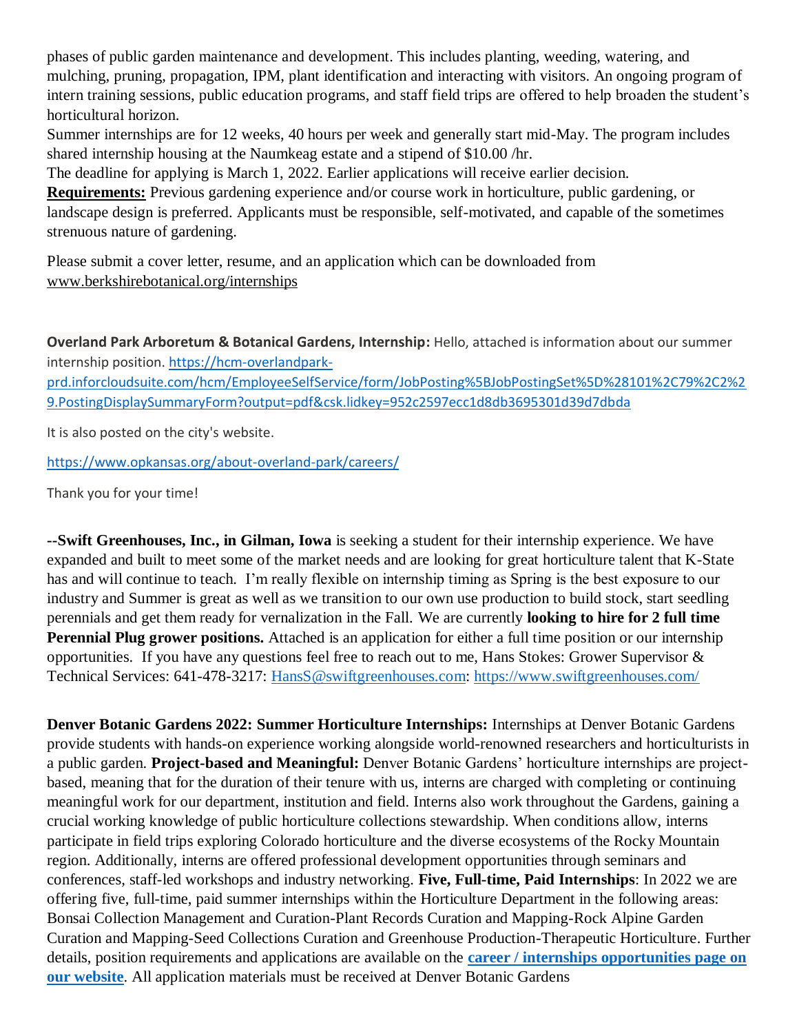phases of public garden maintenance and development. This includes planting, weeding, watering, and mulching, pruning, propagation, IPM, plant identification and interacting with visitors. An ongoing program of intern training sessions, public education programs, and staff field trips are offered to help broaden the student's horticultural horizon.

Summer internships are for 12 weeks, 40 hours per week and generally start mid-May. The program includes shared internship housing at the Naumkeag estate and a stipend of $10.00 /hr.

The deadline for applying is March 1, 2022. Earlier applications will receive earlier decision.

**Requirements:** Previous gardening experience and/or course work in horticulture, public gardening, or landscape design is preferred. Applicants must be responsible, self-motivated, and capable of the sometimes strenuous nature of gardening.

Please submit a cover letter, resume, and an application which can be downloaded from www.berkshirebotanical.org/internships

**Overland Park Arboretum & Botanical Gardens, Internship:** Hello, attached is information about our summer internship position. https://hcm-overlandpark-prd.inforcloudsuite.com/hcm/EmployeeSelfService/form/JobPosting%5BJobPostingSet%5D%28101%2C79%2C2%29.PostingDisplaySummaryForm?output=pdf&csk.lidkey=952c2597ecc1d8db3695301d39d7dbda

It is also posted on the city's website.

https://www.opkansas.org/about-overland-park/careers/

Thank you for your time!

**--Swift Greenhouses, Inc., in Gilman, Iowa** is seeking a student for their internship experience. We have expanded and built to meet some of the market needs and are looking for great horticulture talent that K-State has and will continue to teach. I'm really flexible on internship timing as Spring is the best exposure to our industry and Summer is great as well as we transition to our own use production to build stock, start seedling perennials and get them ready for vernalization in the Fall. We are currently **looking to hire for 2 full time Perennial Plug grower positions.** Attached is an application for either a full time position or our internship opportunities. If you have any questions feel free to reach out to me, Hans Stokes: Grower Supervisor & Technical Services: 641-478-3217: HansS@swiftgreenhouses.com: https://www.swiftgreenhouses.com/

**Denver Botanic Gardens 2022: Summer Horticulture Internships:** Internships at Denver Botanic Gardens provide students with hands-on experience working alongside world-renowned researchers and horticulturists in a public garden. **Project-based and Meaningful:** Denver Botanic Gardens' horticulture internships are project-based, meaning that for the duration of their tenure with us, interns are charged with completing or continuing meaningful work for our department, institution and field. Interns also work throughout the Gardens, gaining a crucial working knowledge of public horticulture collections stewardship. When conditions allow, interns participate in field trips exploring Colorado horticulture and the diverse ecosystems of the Rocky Mountain region. Additionally, interns are offered professional development opportunities through seminars and conferences, staff-led workshops and industry networking. **Five, Full-time, Paid Internships**: In 2022 we are offering five, full-time, paid summer internships within the Horticulture Department in the following areas: Bonsai Collection Management and Curation-Plant Records Curation and Mapping-Rock Alpine Garden Curation and Mapping-Seed Collections Curation and Greenhouse Production-Therapeutic Horticulture. Further details, position requirements and applications are available on the **career / internships opportunities page on our website**. All application materials must be received at Denver Botanic Gardens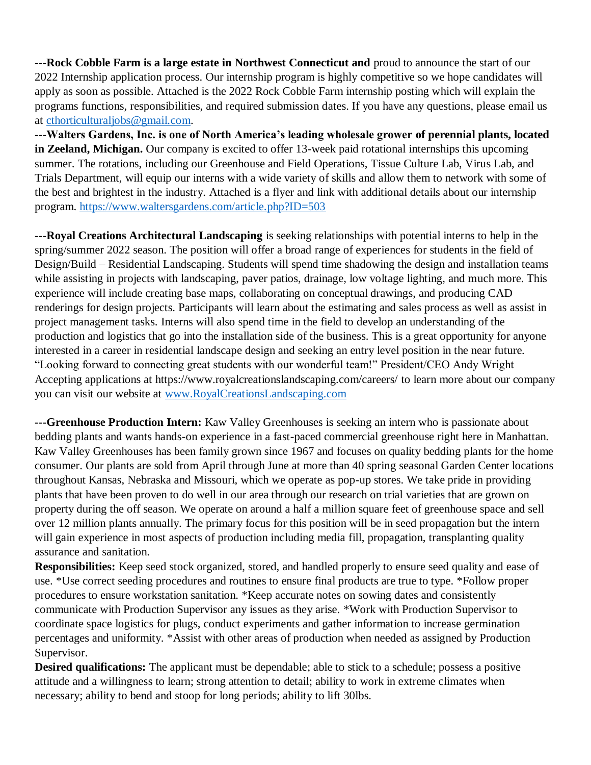---**Rock Cobble Farm is a large estate in Northwest Connecticut and** proud to announce the start of our 2022 Internship application process. Our internship program is highly competitive so we hope candidates will apply as soon as possible. Attached is the 2022 Rock Cobble Farm internship posting which will explain the programs functions, responsibilities, and required submission dates. If you have any questions, please email us at cthorticulturaljobs@gmail.com.

---**Walters Gardens, Inc. is one of North America's leading wholesale grower of perennial plants, located in Zeeland, Michigan.** Our company is excited to offer 13-week paid rotational internships this upcoming summer. The rotations, including our Greenhouse and Field Operations, Tissue Culture Lab, Virus Lab, and Trials Department, will equip our interns with a wide variety of skills and allow them to network with some of the best and brightest in the industry. Attached is a flyer and link with additional details about our internship program. https://www.waltersgardens.com/article.php?ID=503

---**Royal Creations Architectural Landscaping** is seeking relationships with potential interns to help in the spring/summer 2022 season. The position will offer a broad range of experiences for students in the field of Design/Build – Residential Landscaping. Students will spend time shadowing the design and installation teams while assisting in projects with landscaping, paver patios, drainage, low voltage lighting, and much more. This experience will include creating base maps, collaborating on conceptual drawings, and producing CAD renderings for design projects. Participants will learn about the estimating and sales process as well as assist in project management tasks. Interns will also spend time in the field to develop an understanding of the production and logistics that go into the installation side of the business. This is a great opportunity for anyone interested in a career in residential landscape design and seeking an entry level position in the near future. "Looking forward to connecting great students with our wonderful team!" President/CEO Andy Wright Accepting applications at https://www.royalcreationslandscaping.com/careers/ to learn more about our company you can visit our website at www.RoyalCreationsLandscaping.com

**---Greenhouse Production Intern:** Kaw Valley Greenhouses is seeking an intern who is passionate about bedding plants and wants hands-on experience in a fast-paced commercial greenhouse right here in Manhattan. Kaw Valley Greenhouses has been family grown since 1967 and focuses on quality bedding plants for the home consumer. Our plants are sold from April through June at more than 40 spring seasonal Garden Center locations throughout Kansas, Nebraska and Missouri, which we operate as pop-up stores. We take pride in providing plants that have been proven to do well in our area through our research on trial varieties that are grown on property during the off season. We operate on around a half a million square feet of greenhouse space and sell over 12 million plants annually. The primary focus for this position will be in seed propagation but the intern will gain experience in most aspects of production including media fill, propagation, transplanting quality assurance and sanitation.

**Responsibilities:** Keep seed stock organized, stored, and handled properly to ensure seed quality and ease of use. *Use correct seeding procedures and routines to ensure final products are true to type. *Follow proper procedures to ensure workstation sanitation. *Keep accurate notes on sowing dates and consistently communicate with Production Supervisor any issues as they arise. *Work with Production Supervisor to coordinate space logistics for plugs, conduct experiments and gather information to increase germination percentages and uniformity. *Assist with other areas of production when needed as assigned by Production Supervisor.

**Desired qualifications:** The applicant must be dependable; able to stick to a schedule; possess a positive attitude and a willingness to learn; strong attention to detail; ability to work in extreme climates when necessary; ability to bend and stoop for long periods; ability to lift 30lbs.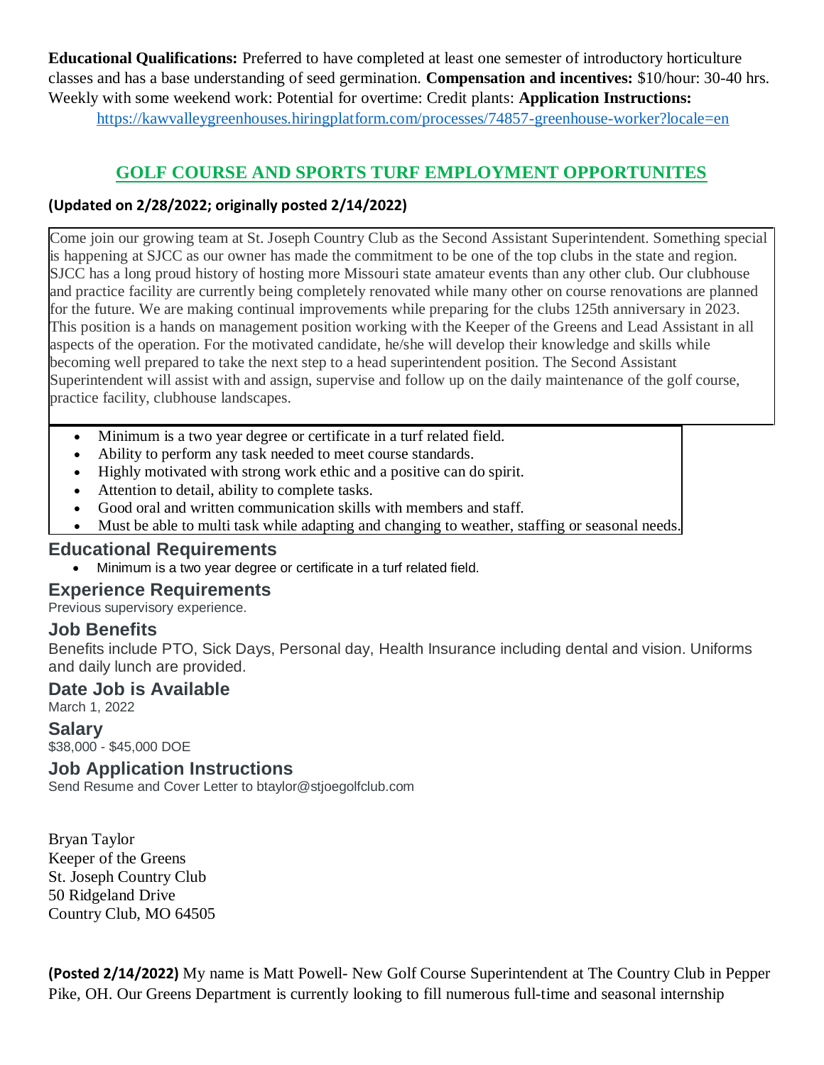**Educational Qualifications:** Preferred to have completed at least one semester of introductory horticulture classes and has a base understanding of seed germination. **Compensation and incentives:** $10/hour: 30-40 hrs. Weekly with some weekend work: Potential for overtime: Credit plants: **Application Instructions:** https://kawvalleygreenhouses.hiringplatform.com/processes/74857-greenhouse-worker?locale=en

## GOLF COURSE AND SPORTS TURF EMPLOYMENT OPPORTUNITES

**(Updated on 2/28/2022; originally posted 2/14/2022)**

Come join our growing team at St. Joseph Country Club as the Second Assistant Superintendent. Something special is happening at SJCC as our owner has made the commitment to be one of the top clubs in the state and region. SJCC has a long proud history of hosting more Missouri state amateur events than any other club. Our clubhouse and practice facility are currently being completely renovated while many other on course renovations are planned for the future. We are making continual improvements while preparing for the clubs 125th anniversary in 2023. This position is a hands on management position working with the Keeper of the Greens and Lead Assistant in all aspects of the operation. For the motivated candidate, he/she will develop their knowledge and skills while becoming well prepared to take the next step to a head superintendent position. The Second Assistant Superintendent will assist with and assign, supervise and follow up on the daily maintenance of the golf course, practice facility, clubhouse landscapes.

- Minimum is a two year degree or certificate in a turf related field.
- Ability to perform any task needed to meet course standards.
- Highly motivated with strong work ethic and a positive can do spirit.
- Attention to detail, ability to complete tasks.
- Good oral and written communication skills with members and staff.
- Must be able to multi task while adapting and changing to weather, staffing or seasonal needs.

### Educational Requirements

- Minimum is a two year degree or certificate in a turf related field.

### Experience Requirements

Previous supervisory experience.

### Job Benefits

Benefits include PTO, Sick Days, Personal day, Health Insurance including dental and vision. Uniforms and daily lunch are provided.

### Date Job is Available

March 1, 2022

### Salary

$38,000 - $45,000 DOE

### Job Application Instructions

Send Resume and Cover Letter to btaylor@stjoegolfclub.com

Bryan Taylor
Keeper of the Greens
St. Joseph Country Club
50 Ridgeland Drive
Country Club, MO 64505

**(Posted 2/14/2022)** My name is Matt Powell- New Golf Course Superintendent at The Country Club in Pepper Pike, OH. Our Greens Department is currently looking to fill numerous full-time and seasonal internship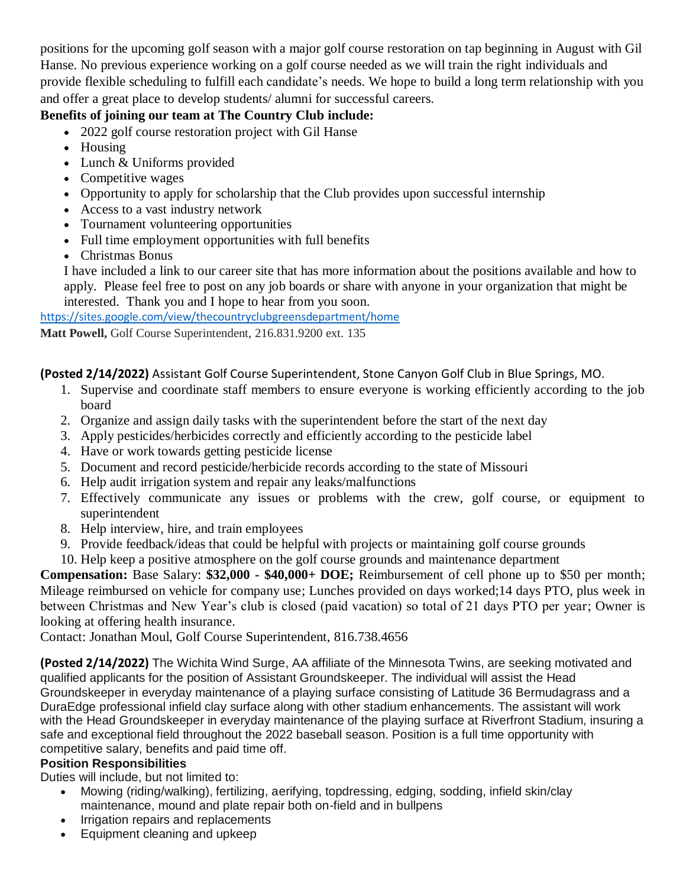positions for the upcoming golf season with a major golf course restoration on tap beginning in August with Gil Hanse. No previous experience working on a golf course needed as we will train the right individuals and provide flexible scheduling to fulfill each candidate's needs. We hope to build a long term relationship with you and offer a great place to develop students/ alumni for successful careers.

**Benefits of joining our team at The Country Club include:**

- 2022 golf course restoration project with Gil Hanse
- Housing
- Lunch & Uniforms provided
- Competitive wages
- Opportunity to apply for scholarship that the Club provides upon successful internship
- Access to a vast industry network
- Tournament volunteering opportunities
- Full time employment opportunities with full benefits
- Christmas Bonus

I have included a link to our career site that has more information about the positions available and how to apply. Please feel free to post on any job boards or share with anyone in your organization that might be interested. Thank you and I hope to hear from you soon.

https://sites.google.com/view/thecountryclubgreensdepartment/home

**Matt Powell,** Golf Course Superintendent, 216.831.9200 ext. 135

**(Posted 2/14/2022)** Assistant Golf Course Superintendent, Stone Canyon Golf Club in Blue Springs, MO.

1. Supervise and coordinate staff members to ensure everyone is working efficiently according to the job board
2. Organize and assign daily tasks with the superintendent before the start of the next day
3. Apply pesticides/herbicides correctly and efficiently according to the pesticide label
4. Have or work towards getting pesticide license
5. Document and record pesticide/herbicide records according to the state of Missouri
6. Help audit irrigation system and repair any leaks/malfunctions
7. Effectively communicate any issues or problems with the crew, golf course, or equipment to superintendent
8. Help interview, hire, and train employees
9. Provide feedback/ideas that could be helpful with projects or maintaining golf course grounds
10. Help keep a positive atmosphere on the golf course grounds and maintenance department

**Compensation:** Base Salary: **$32,000 - $40,000+ DOE;** Reimbursement of cell phone up to $50 per month; Mileage reimbursed on vehicle for company use; Lunches provided on days worked;14 days PTO, plus week in between Christmas and New Year's club is closed (paid vacation) so total of 21 days PTO per year; Owner is looking at offering health insurance.

Contact: Jonathan Moul, Golf Course Superintendent, 816.738.4656

**(Posted 2/14/2022)** The Wichita Wind Surge, AA affiliate of the Minnesota Twins, are seeking motivated and qualified applicants for the position of Assistant Groundskeeper. The individual will assist the Head Groundskeeper in everyday maintenance of a playing surface consisting of Latitude 36 Bermudagrass and a DuraEdge professional infield clay surface along with other stadium enhancements. The assistant will work with the Head Groundskeeper in everyday maintenance of the playing surface at Riverfront Stadium, insuring a safe and exceptional field throughout the 2022 baseball season. Position is a full time opportunity with competitive salary, benefits and paid time off.

**Position Responsibilities**

Duties will include, but not limited to:

- Mowing (riding/walking), fertilizing, aerifying, topdressing, edging, sodding, infield skin/clay maintenance, mound and plate repair both on-field and in bullpens
- Irrigation repairs and replacements
- Equipment cleaning and upkeep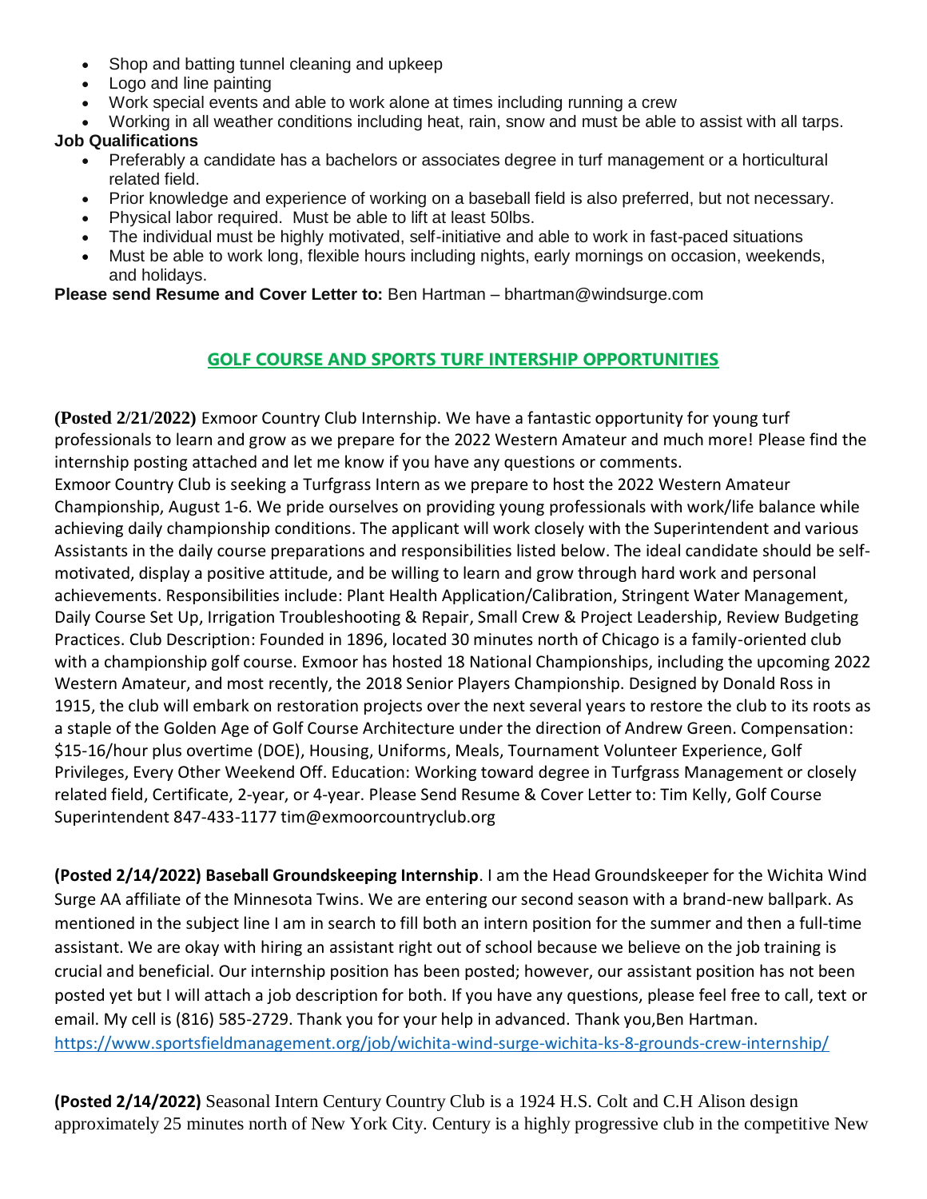- Shop and batting tunnel cleaning and upkeep
- Logo and line painting
- Work special events and able to work alone at times including running a crew
- Working in all weather conditions including heat, rain, snow and must be able to assist with all tarps.

**Job Qualifications**

- Preferably a candidate has a bachelors or associates degree in turf management or a horticultural related field.
- Prior knowledge and experience of working on a baseball field is also preferred, but not necessary.
- Physical labor required. Must be able to lift at least 50lbs.
- The individual must be highly motivated, self-initiative and able to work in fast-paced situations
- Must be able to work long, flexible hours including nights, early mornings on occasion, weekends, and holidays.

**Please send Resume and Cover Letter to:** Ben Hartman – bhartman@windsurge.com

## GOLF COURSE AND SPORTS TURF INTERSHIP OPPORTUNITIES

**(Posted 2/21/2022)** Exmoor Country Club Internship. We have a fantastic opportunity for young turf professionals to learn and grow as we prepare for the 2022 Western Amateur and much more! Please find the internship posting attached and let me know if you have any questions or comments.
Exmoor Country Club is seeking a Turfgrass Intern as we prepare to host the 2022 Western Amateur Championship, August 1-6. We pride ourselves on providing young professionals with work/life balance while achieving daily championship conditions. The applicant will work closely with the Superintendent and various Assistants in the daily course preparations and responsibilities listed below. The ideal candidate should be self-motivated, display a positive attitude, and be willing to learn and grow through hard work and personal achievements. Responsibilities include: Plant Health Application/Calibration, Stringent Water Management, Daily Course Set Up, Irrigation Troubleshooting & Repair, Small Crew & Project Leadership, Review Budgeting Practices. Club Description: Founded in 1896, located 30 minutes north of Chicago is a family-oriented club with a championship golf course. Exmoor has hosted 18 National Championships, including the upcoming 2022 Western Amateur, and most recently, the 2018 Senior Players Championship. Designed by Donald Ross in 1915, the club will embark on restoration projects over the next several years to restore the club to its roots as a staple of the Golden Age of Golf Course Architecture under the direction of Andrew Green. Compensation: $15-16/hour plus overtime (DOE), Housing, Uniforms, Meals, Tournament Volunteer Experience, Golf Privileges, Every Other Weekend Off. Education: Working toward degree in Turfgrass Management or closely related field, Certificate, 2-year, or 4-year. Please Send Resume & Cover Letter to: Tim Kelly, Golf Course Superintendent 847-433-1177 tim@exmoorcountryclub.org

**(Posted 2/14/2022) Baseball Groundskeeping Internship**. I am the Head Groundskeeper for the Wichita Wind Surge AA affiliate of the Minnesota Twins. We are entering our second season with a brand-new ballpark. As mentioned in the subject line I am in search to fill both an intern position for the summer and then a full-time assistant. We are okay with hiring an assistant right out of school because we believe on the job training is crucial and beneficial. Our internship position has been posted; however, our assistant position has not been posted yet but I will attach a job description for both. If you have any questions, please feel free to call, text or email. My cell is (816) 585-2729. Thank you for your help in advanced. Thank you,Ben Hartman.
https://www.sportsfieldmanagement.org/job/wichita-wind-surge-wichita-ks-8-grounds-crew-internship/

**(Posted 2/14/2022)** Seasonal Intern Century Country Club is a 1924 H.S. Colt and C.H Alison design approximately 25 minutes north of New York City. Century is a highly progressive club in the competitive New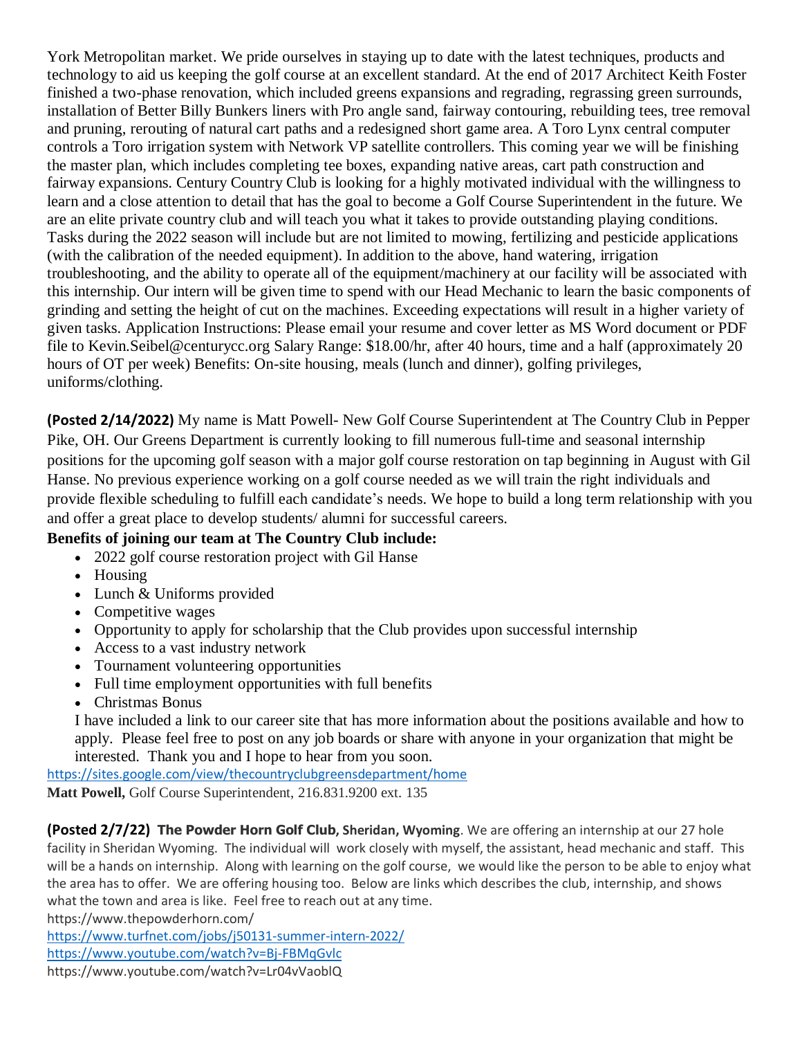York Metropolitan market. We pride ourselves in staying up to date with the latest techniques, products and technology to aid us keeping the golf course at an excellent standard. At the end of 2017 Architect Keith Foster finished a two-phase renovation, which included greens expansions and regrading, regrassing green surrounds, installation of Better Billy Bunkers liners with Pro angle sand, fairway contouring, rebuilding tees, tree removal and pruning, rerouting of natural cart paths and a redesigned short game area. A Toro Lynx central computer controls a Toro irrigation system with Network VP satellite controllers. This coming year we will be finishing the master plan, which includes completing tee boxes, expanding native areas, cart path construction and fairway expansions. Century Country Club is looking for a highly motivated individual with the willingness to learn and a close attention to detail that has the goal to become a Golf Course Superintendent in the future. We are an elite private country club and will teach you what it takes to provide outstanding playing conditions. Tasks during the 2022 season will include but are not limited to mowing, fertilizing and pesticide applications (with the calibration of the needed equipment). In addition to the above, hand watering, irrigation troubleshooting, and the ability to operate all of the equipment/machinery at our facility will be associated with this internship. Our intern will be given time to spend with our Head Mechanic to learn the basic components of grinding and setting the height of cut on the machines. Exceeding expectations will result in a higher variety of given tasks. Application Instructions: Please email your resume and cover letter as MS Word document or PDF file to Kevin.Seibel@centurycc.org Salary Range: $18.00/hr, after 40 hours, time and a half (approximately 20 hours of OT per week) Benefits: On-site housing, meals (lunch and dinner), golfing privileges, uniforms/clothing.

**(Posted 2/14/2022)** My name is Matt Powell- New Golf Course Superintendent at The Country Club in Pepper Pike, OH. Our Greens Department is currently looking to fill numerous full-time and seasonal internship positions for the upcoming golf season with a major golf course restoration on tap beginning in August with Gil Hanse. No previous experience working on a golf course needed as we will train the right individuals and provide flexible scheduling to fulfill each candidate's needs. We hope to build a long term relationship with you and offer a great place to develop students/ alumni for successful careers.

**Benefits of joining our team at The Country Club include:**

- 2022 golf course restoration project with Gil Hanse
- Housing
- Lunch & Uniforms provided
- Competitive wages
- Opportunity to apply for scholarship that the Club provides upon successful internship
- Access to a vast industry network
- Tournament volunteering opportunities
- Full time employment opportunities with full benefits
- Christmas Bonus

I have included a link to our career site that has more information about the positions available and how to apply. Please feel free to post on any job boards or share with anyone in your organization that might be interested. Thank you and I hope to hear from you soon.

https://sites.google.com/view/thecountryclubgreensdepartment/home

**Matt Powell,** Golf Course Superintendent, 216.831.9200 ext. 135

**(Posted 2/7/22) The Powder Horn Golf Club, Sheridan, Wyoming**. We are offering an internship at our 27 hole facility in Sheridan Wyoming. The individual will work closely with myself, the assistant, head mechanic and staff. This will be a hands on internship. Along with learning on the golf course, we would like the person to be able to enjoy what the area has to offer. We are offering housing too. Below are links which describes the club, internship, and shows what the town and area is like. Feel free to reach out at any time.

https://www.thepowderhorn.com/

https://www.turfnet.com/jobs/j50131-summer-intern-2022/

https://www.youtube.com/watch?v=Bj-FBMqGvlc

https://www.youtube.com/watch?v=Lr04vVaoblQ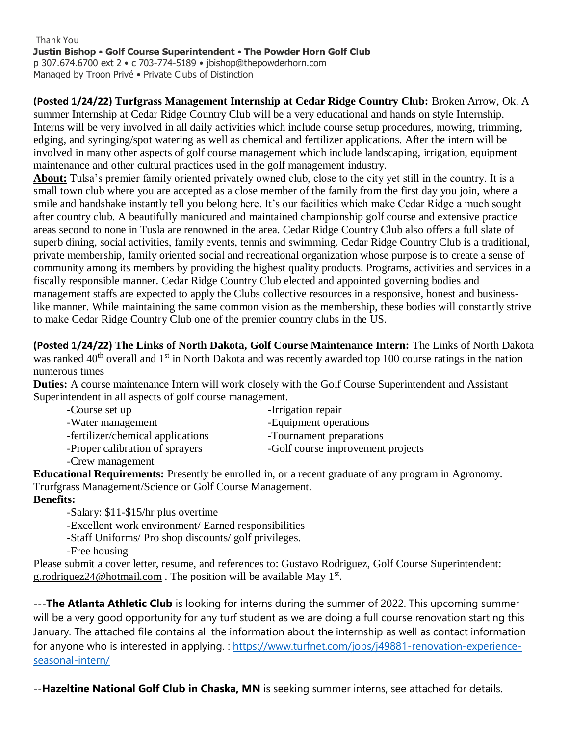Thank You

**Justin Bishop • Golf Course Superintendent • The Powder Horn Golf Club**
p 307.674.6700 ext 2 • c 703-774-5189 • jbishop@thepowderhorn.com
Managed by Troon Privé • Private Clubs of Distinction

**(Posted 1/24/22) Turfgrass Management Internship at Cedar Ridge Country Club:** Broken Arrow, Ok. A summer Internship at Cedar Ridge Country Club will be a very educational and hands on style Internship. Interns will be very involved in all daily activities which include course setup procedures, mowing, trimming, edging, and syringing/spot watering as well as chemical and fertilizer applications. After the intern will be involved in many other aspects of golf course management which include landscaping, irrigation, equipment maintenance and other cultural practices used in the golf management industry.

**About:** Tulsa's premier family oriented privately owned club, close to the city yet still in the country. It is a small town club where you are accepted as a close member of the family from the first day you join, where a smile and handshake instantly tell you belong here. It's our facilities which make Cedar Ridge a much sought after country club. A beautifully manicured and maintained championship golf course and extensive practice areas second to none in Tusla are renowned in the area. Cedar Ridge Country Club also offers a full slate of superb dining, social activities, family events, tennis and swimming. Cedar Ridge Country Club is a traditional, private membership, family oriented social and recreational organization whose purpose is to create a sense of community among its members by providing the highest quality products. Programs, activities and services in a fiscally responsible manner. Cedar Ridge Country Club elected and appointed governing bodies and management staffs are expected to apply the Clubs collective resources in a responsive, honest and business-like manner. While maintaining the same common vision as the membership, these bodies will constantly strive to make Cedar Ridge Country Club one of the premier country clubs in the US.

**(Posted 1/24/22) The Links of North Dakota, Golf Course Maintenance Intern:** The Links of North Dakota was ranked 40th overall and 1st in North Dakota and was recently awarded top 100 course ratings in the nation numerous times

**Duties:** A course maintenance Intern will work closely with the Golf Course Superintendent and Assistant Superintendent in all aspects of golf course management.

- -Course set up
- -Water management
- -fertilizer/chemical applications
- -Proper calibration of sprayers
- -Crew management
- -Irrigation repair
- -Equipment operations
- -Tournament preparations
- -Golf course improvement projects

**Educational Requirements:** Presently be enrolled in, or a recent graduate of any program in Agronomy. Trurfgrass Management/Science or Golf Course Management.

**Benefits:**

- -Salary: $11-$15/hr plus overtime
- -Excellent work environment/ Earned responsibilities
- -Staff Uniforms/ Pro shop discounts/ golf privileges.
- -Free housing

Please submit a cover letter, resume, and references to: Gustavo Rodriguez, Golf Course Superintendent: g.rodriquez24@hotmail.com . The position will be available May 1st.

---**The Atlanta Athletic Club** is looking for interns during the summer of 2022. This upcoming summer will be a very good opportunity for any turf student as we are doing a full course renovation starting this January. The attached file contains all the information about the internship as well as contact information for anyone who is interested in applying. : https://www.turfnet.com/jobs/j49881-renovation-experience-seasonal-intern/

--**Hazeltine National Golf Club in Chaska, MN** is seeking summer interns, see attached for details.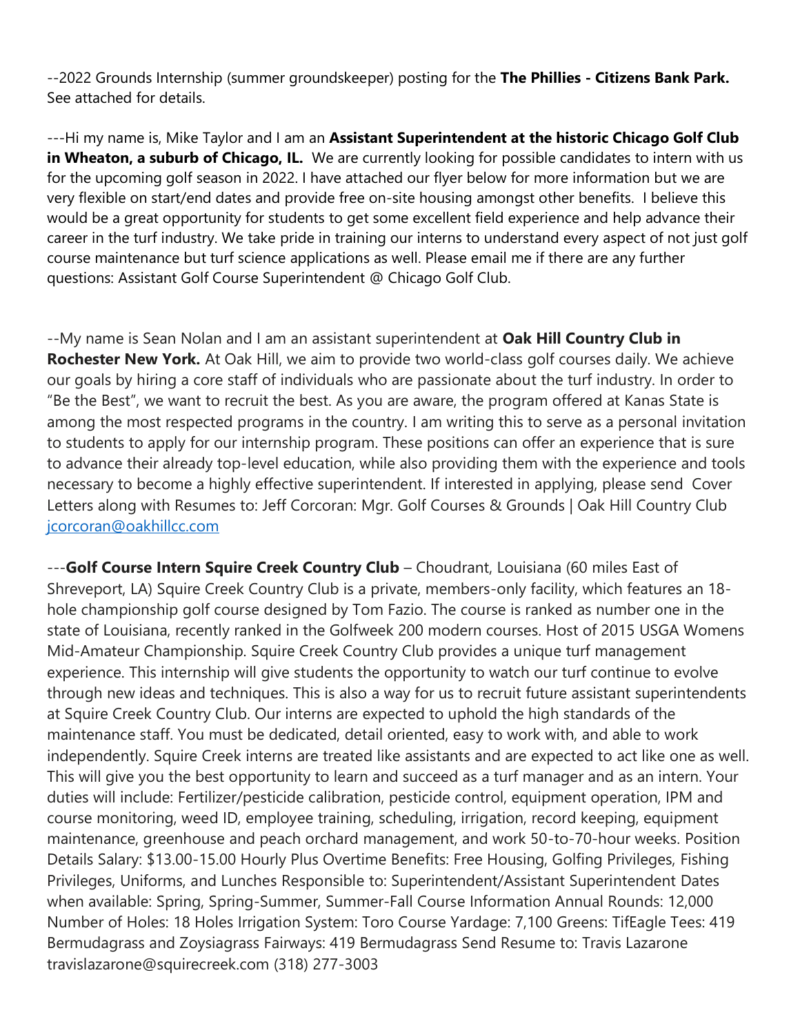--2022 Grounds Internship (summer groundskeeper) posting for the **The Phillies - Citizens Bank Park.** See attached for details.

---Hi my name is, Mike Taylor and I am an **Assistant Superintendent at the historic Chicago Golf Club in Wheaton, a suburb of Chicago, IL.** We are currently looking for possible candidates to intern with us for the upcoming golf season in 2022. I have attached our flyer below for more information but we are very flexible on start/end dates and provide free on-site housing amongst other benefits. I believe this would be a great opportunity for students to get some excellent field experience and help advance their career in the turf industry. We take pride in training our interns to understand every aspect of not just golf course maintenance but turf science applications as well. Please email me if there are any further questions: Assistant Golf Course Superintendent @ Chicago Golf Club.

--My name is Sean Nolan and I am an assistant superintendent at **Oak Hill Country Club in Rochester New York.** At Oak Hill, we aim to provide two world-class golf courses daily. We achieve our goals by hiring a core staff of individuals who are passionate about the turf industry. In order to "Be the Best", we want to recruit the best. As you are aware, the program offered at Kanas State is among the most respected programs in the country. I am writing this to serve as a personal invitation to students to apply for our internship program. These positions can offer an experience that is sure to advance their already top-level education, while also providing them with the experience and tools necessary to become a highly effective superintendent. If interested in applying, please send Cover Letters along with Resumes to: Jeff Corcoran: Mgr. Golf Courses & Grounds | Oak Hill Country Club [jcorcoran@oakhillcc.com](mailto:jcorcoran@oakhillcc.com)

---**Golf Course Intern Squire Creek Country Club** – Choudrant, Louisiana (60 miles East of Shreveport, LA) Squire Creek Country Club is a private, members-only facility, which features an 18-hole championship golf course designed by Tom Fazio. The course is ranked as number one in the state of Louisiana, recently ranked in the Golfweek 200 modern courses. Host of 2015 USGA Womens Mid-Amateur Championship. Squire Creek Country Club provides a unique turf management experience. This internship will give students the opportunity to watch our turf continue to evolve through new ideas and techniques. This is also a way for us to recruit future assistant superintendents at Squire Creek Country Club. Our interns are expected to uphold the high standards of the maintenance staff. You must be dedicated, detail oriented, easy to work with, and able to work independently. Squire Creek interns are treated like assistants and are expected to act like one as well. This will give you the best opportunity to learn and succeed as a turf manager and as an intern. Your duties will include: Fertilizer/pesticide calibration, pesticide control, equipment operation, IPM and course monitoring, weed ID, employee training, scheduling, irrigation, record keeping, equipment maintenance, greenhouse and peach orchard management, and work 50-to-70-hour weeks. Position Details Salary: $13.00-15.00 Hourly Plus Overtime Benefits: Free Housing, Golfing Privileges, Fishing Privileges, Uniforms, and Lunches Responsible to: Superintendent/Assistant Superintendent Dates when available: Spring, Spring-Summer, Summer-Fall Course Information Annual Rounds: 12,000 Number of Holes: 18 Holes Irrigation System: Toro Course Yardage: 7,100 Greens: TifEagle Tees: 419 Bermudagrass and Zoysiagrass Fairways: 419 Bermudagrass Send Resume to: Travis Lazarone travislazarone@squirecreek.com (318) 277-3003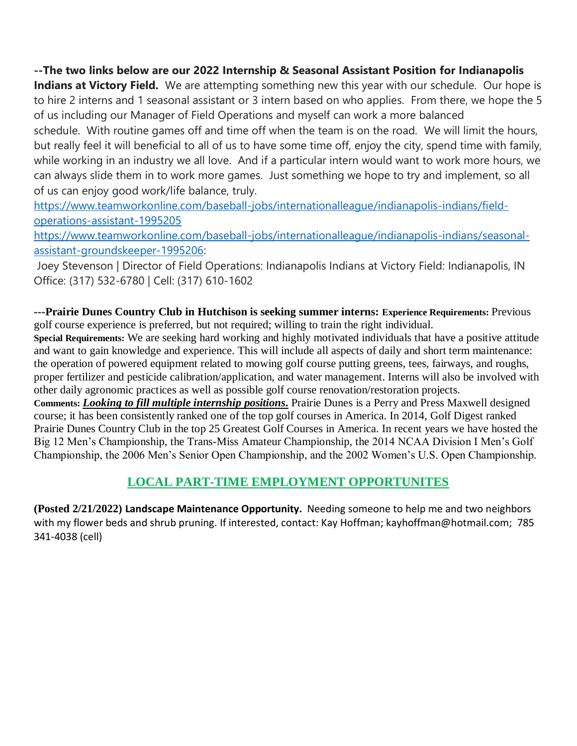**--The two links below are our 2022 Internship & Seasonal Assistant Position for Indianapolis Indians at Victory Field.** We are attempting something new this year with our schedule. Our hope is to hire 2 interns and 1 seasonal assistant or 3 intern based on who applies. From there, we hope the 5 of us including our Manager of Field Operations and myself can work a more balanced schedule. With routine games off and time off when the team is on the road. We will limit the hours, but really feel it will beneficial to all of us to have some time off, enjoy the city, spend time with family, while working in an industry we all love. And if a particular intern would want to work more hours, we can always slide them in to work more games. Just something we hope to try and implement, so all of us can enjoy good work/life balance, truly.

[https://www.teamworkonline.com/baseball-jobs/internationalleague/indianapolis-indians/field-operations-assistant-1995205](https://www.teamworkonline.com/baseball-jobs/internationalleague/indianapolis-indians/field-operations-assistant-1995205)

[https://www.teamworkonline.com/baseball-jobs/internationalleague/indianapolis-indians/seasonal-assistant-groundskeeper-1995206](https://www.teamworkonline.com/baseball-jobs/internationalleague/indianapolis-indians/seasonal-assistant-groundskeeper-1995206):

Joey Stevenson | Director of Field Operations: Indianapolis Indians at Victory Field: Indianapolis, IN
Office: (317) 532-6780 | Cell: (317) 610-1602

**---Prairie Dunes Country Club in Hutchison is seeking summer interns: Experience Requirements:** Previous golf course experience is preferred, but not required; willing to train the right individual.
**Special Requirements:** We are seeking hard working and highly motivated individuals that have a positive attitude and want to gain knowledge and experience. This will include all aspects of daily and short term maintenance: the operation of powered equipment related to mowing golf course putting greens, tees, fairways, and roughs, proper fertilizer and pesticide calibration/application, and water management. Interns will also be involved with other daily agronomic practices as well as possible golf course renovation/restoration projects.
**Comments:** ***Looking to fill multiple internship positions.*** Prairie Dunes is a Perry and Press Maxwell designed course; it has been consistently ranked one of the top golf courses in America. In 2014, Golf Digest ranked Prairie Dunes Country Club in the top 25 Greatest Golf Courses in America. In recent years we have hosted the Big 12 Men's Championship, the Trans-Miss Amateur Championship, the 2014 NCAA Division I Men's Golf Championship, the 2006 Men's Senior Open Championship, and the 2002 Women's U.S. Open Championship.

## LOCAL PART-TIME EMPLOYMENT OPPORTUNITES

**(Posted 2/21/2022) Landscape Maintenance Opportunity.** Needing someone to help me and two neighbors with my flower beds and shrub pruning. If interested, contact: Kay Hoffman; kayhoffman@hotmail.com; 785 341-4038 (cell)